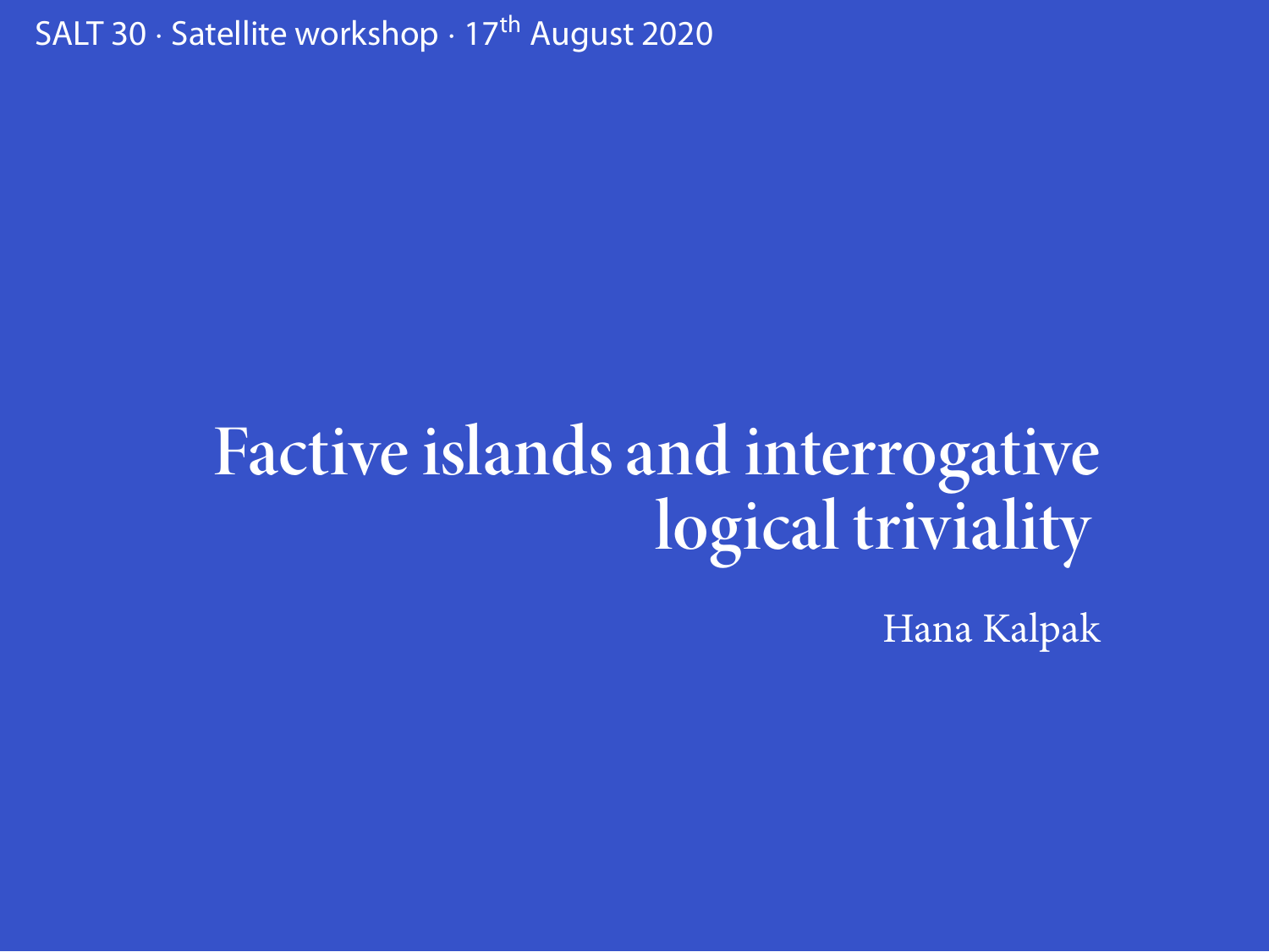SALT 30 · Satellite workshop · 17th August 2020

# Factive islands and interrogative logical triviality

Hana Kalpak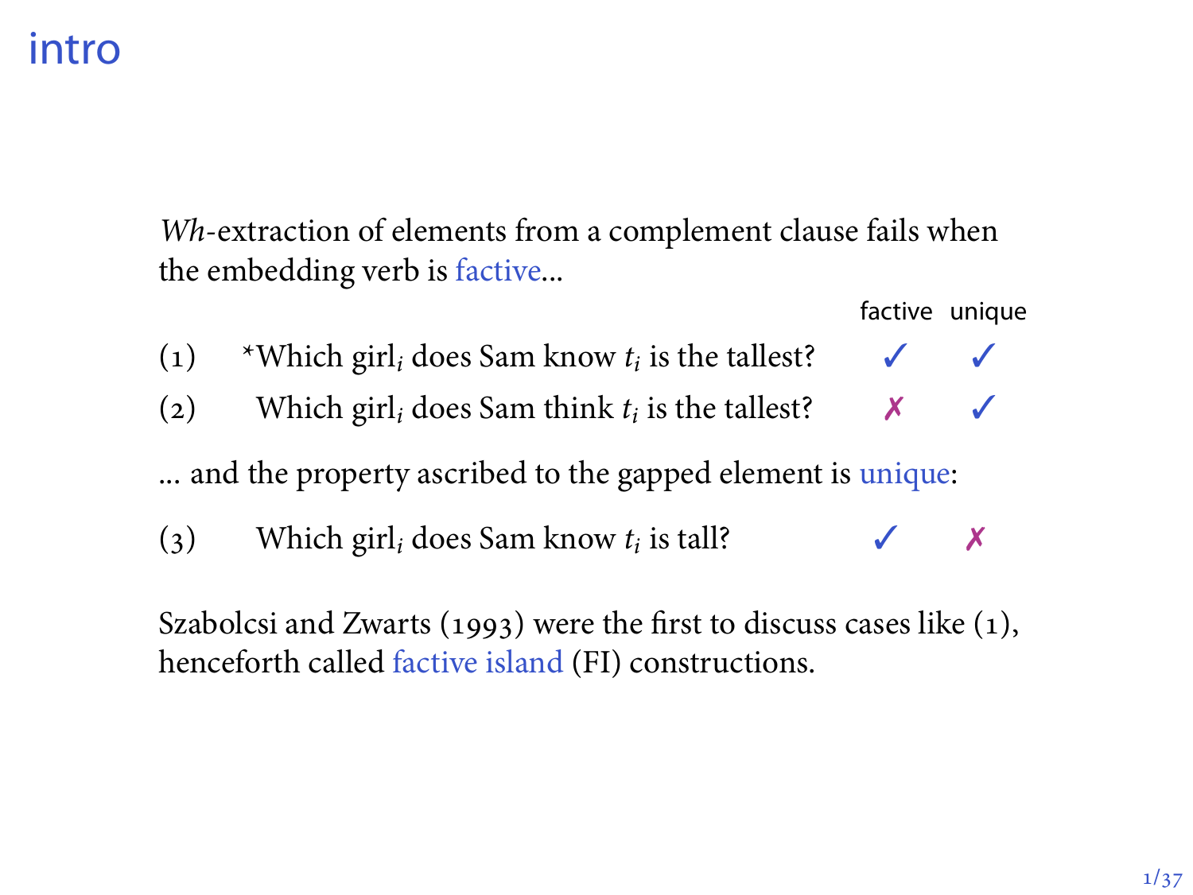# intro

*Wh*-extraction of elements from a complement clause fails when the embedding verb is factive...

| | | factive | unique |
|---|---|---|---|
| (1) | *Which girl$_i$ does Sam know $t_i$ is the tallest? | ✓ | ✓ |
| (2) | Which girl$_i$ does Sam think $t_i$ is the tallest? | ✗ | ✓ |

... and the property ascribed to the gapped element is unique:

| | | factive | unique |
|---|---|---|---|
| (3) | Which girl$_i$ does Sam know $t_i$ is tall? | ✓ | ✗ |

Szabolcsi and Zwarts (1993) were the first to discuss cases like (1), henceforth called factive island (FI) constructions.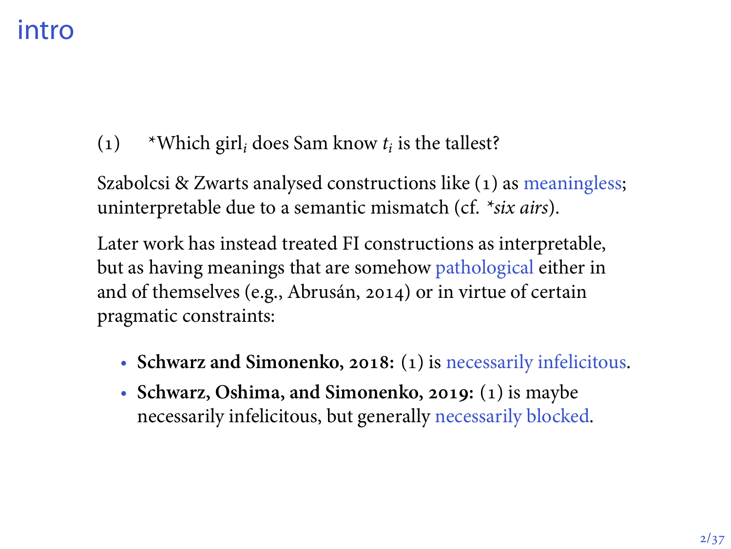# intro

(1) *Which girl$_i$ does Sam know $t_i$ is the tallest?

Szabolcsi & Zwarts analysed constructions like (1) as meaningless; uninterpretable due to a semantic mismatch (cf. **six airs*).

Later work has instead treated FI constructions as interpretable, but as having meanings that are somehow pathological either in and of themselves (e.g., Abrusán, 2014) or in virtue of certain pragmatic constraints:

- **Schwarz and Simonenko, 2018:** (1) is necessarily infelicitous.
- **Schwarz, Oshima, and Simonenko, 2019:** (1) is maybe necessarily infelicitous, but generally necessarily blocked.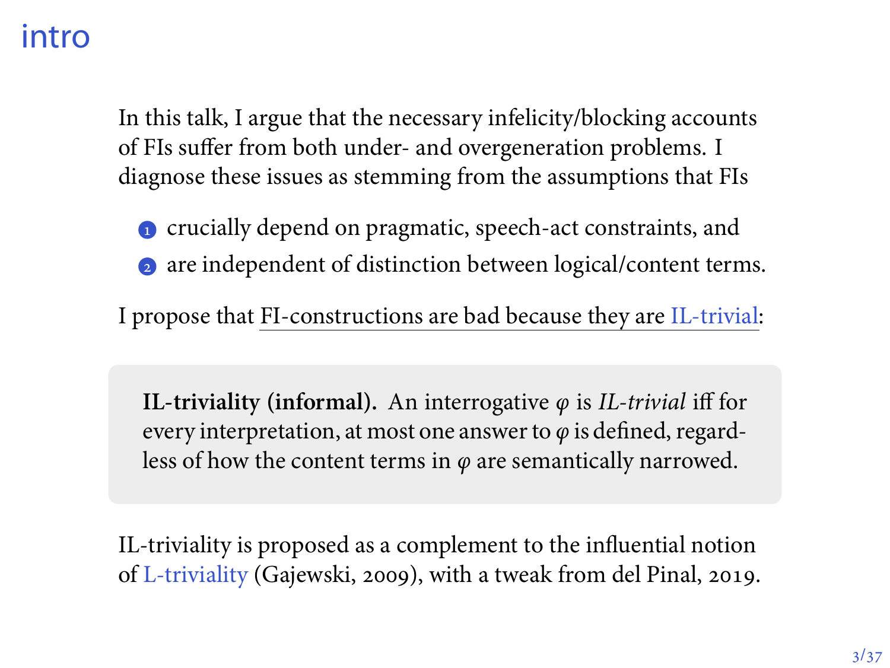# intro

In this talk, I argue that the necessary infelicity/blocking accounts of FIs suffer from both under- and overgeneration problems. I diagnose these issues as stemming from the assumptions that FIs

1. crucially depend on pragmatic, speech-act constraints, and
2. are independent of distinction between logical/content terms.

I propose that FI-constructions are bad because they are IL-trivial:

> **IL-triviality (informal).** An interrogative $\varphi$ is *IL-trivial* iff for every interpretation, at most one answer to $\varphi$ is defined, regardless of how the content terms in $\varphi$ are semantically narrowed.

IL-triviality is proposed as a complement to the influential notion of L-triviality (Gajewski, 2009), with a tweak from del Pinal, 2019.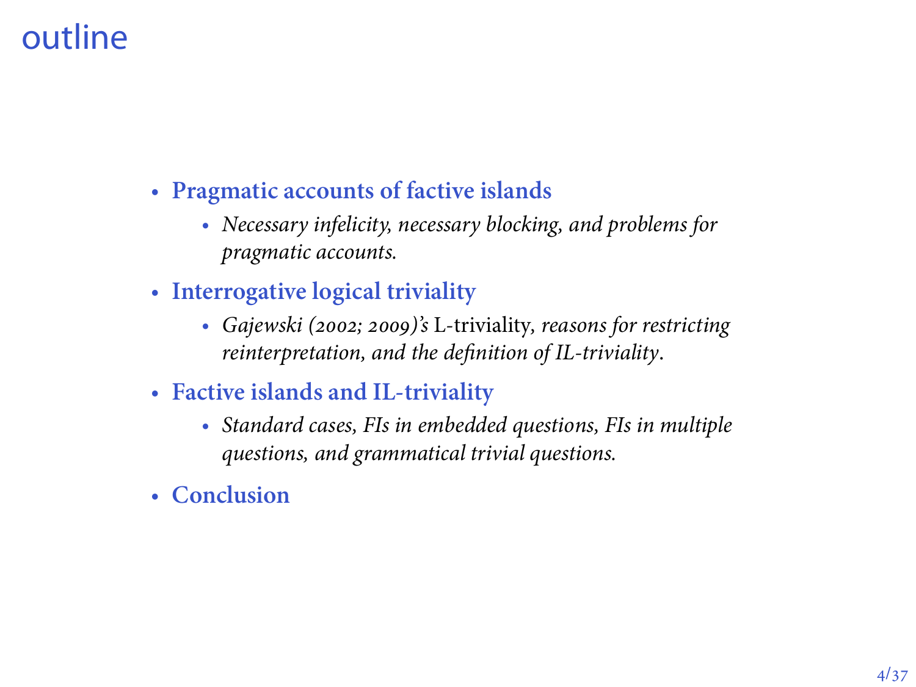# outline

- **Pragmatic accounts of factive islands**
  - *Necessary infelicity, necessary blocking, and problems for pragmatic accounts.*
- **Interrogative logical triviality**
  - *Gajewski (2002; 2009)'s* L-triviality, *reasons for restricting reinterpretation, and the definition of IL-triviality*.
- **Factive islands and IL-triviality**
  - *Standard cases, FIs in embedded questions, FIs in multiple questions, and grammatical trivial questions.*
- **Conclusion**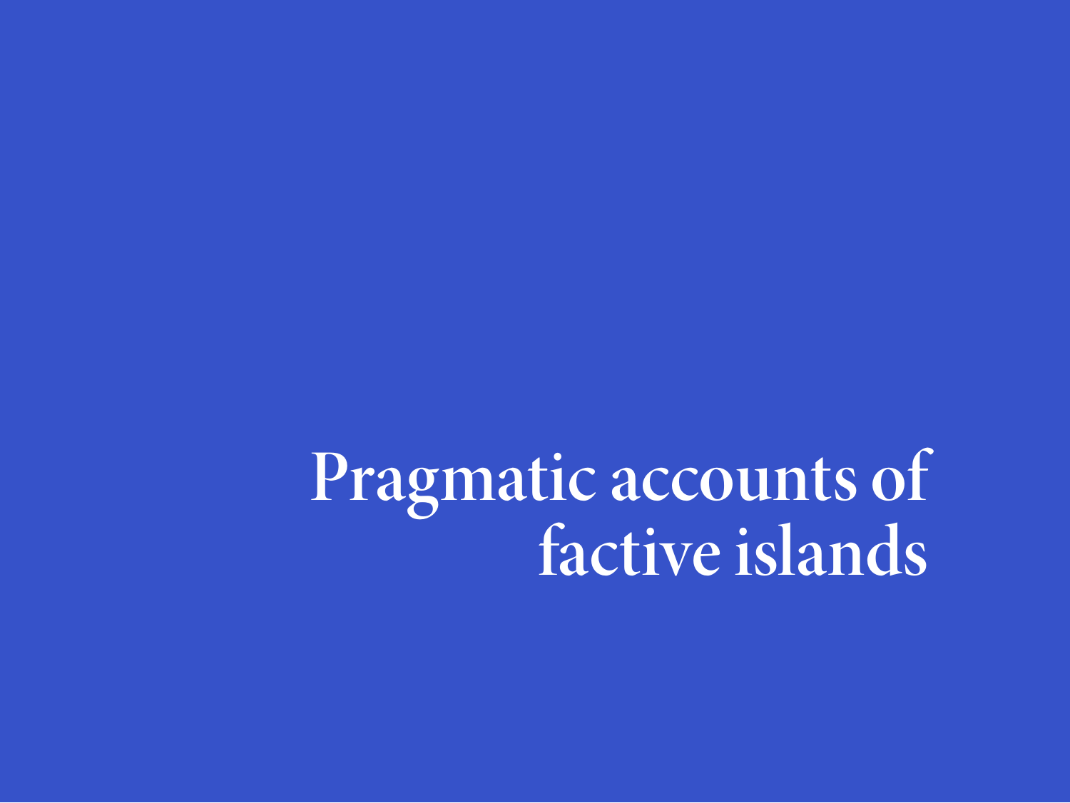# Pragmatic accounts of factive islands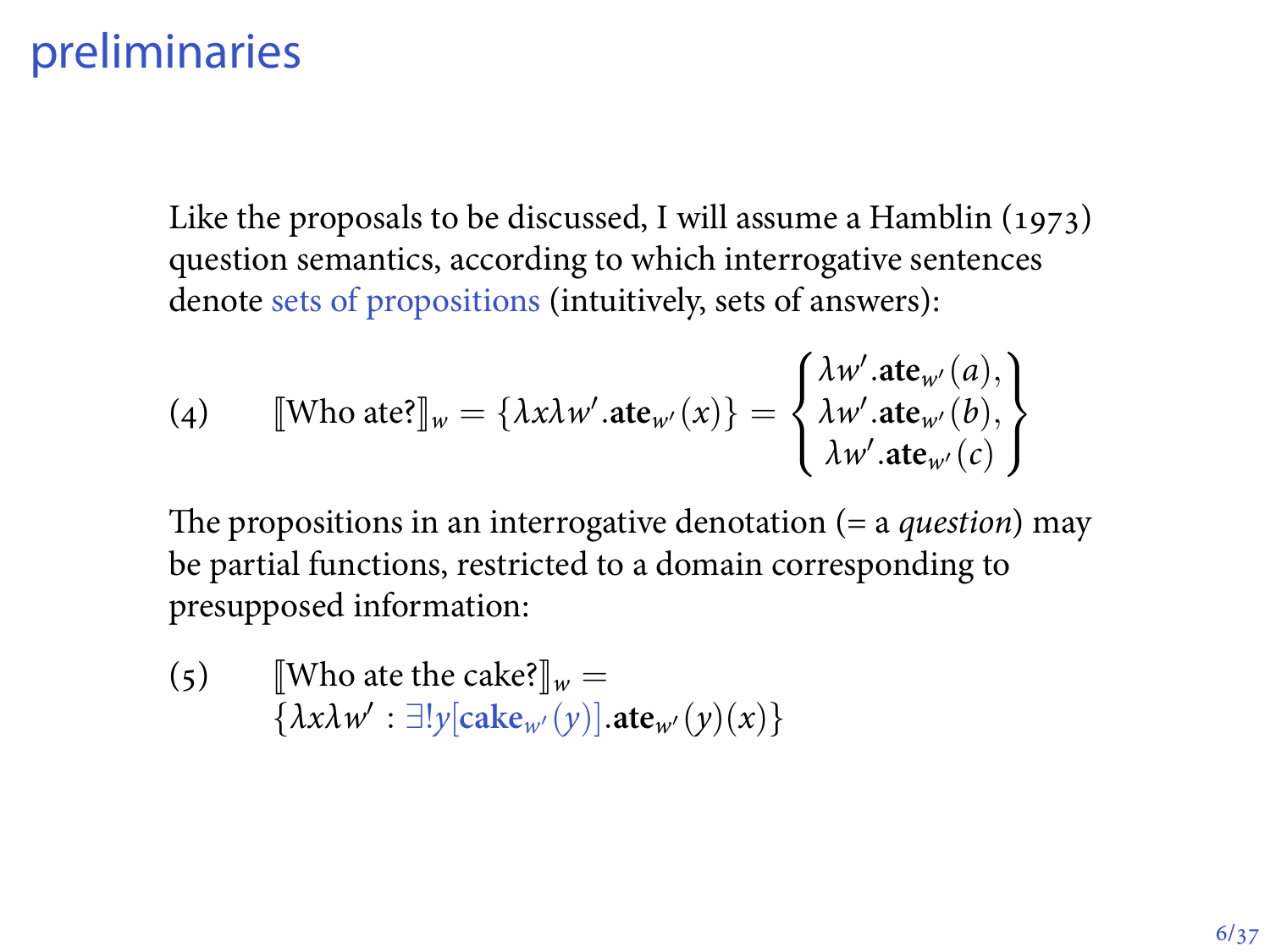# preliminaries

Like the proposals to be discussed, I will assume a Hamblin (1973) question semantics, according to which interrogative sentences denote sets of propositions (intuitively, sets of answers):

(4) $$[\![\text{Who ate?}]\!]_w = \{\lambda x \lambda w'.\mathbf{ate}_{w'}(x)\} = \left\{\begin{array}{c} \lambda w'.\mathbf{ate}_{w'}(a), \\ \lambda w'.\mathbf{ate}_{w'}(b), \\ \lambda w'.\mathbf{ate}_{w'}(c) \end{array}\right\}$$

The propositions in an interrogative denotation (= a *question*) may be partial functions, restricted to a domain corresponding to presupposed information:

(5) $$[\![\text{Who ate the cake?}]\!]_w = \{\lambda x \lambda w' : \exists! y[\mathbf{cake}_{w'}(y)].\mathbf{ate}_{w'}(y)(x)\}$$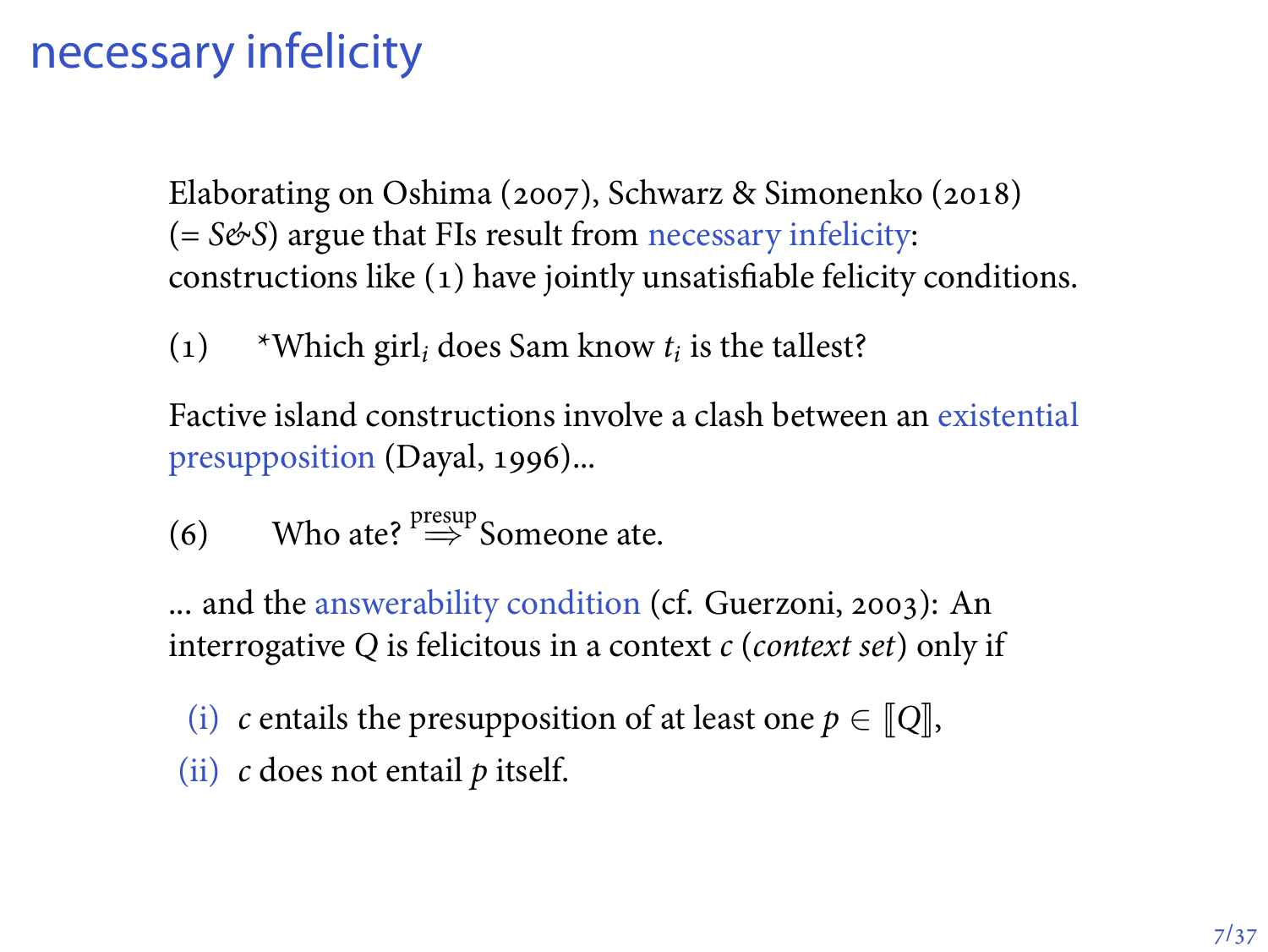# necessary infelicity

Elaborating on Oshima (2007), Schwarz & Simonenko (2018) (= *S&S*) argue that FIs result from necessary infelicity: constructions like (1) have jointly unsatisfiable felicity conditions.

(1) *Which girl$_i$ does Sam know $t_i$ is the tallest?

Factive island constructions involve a clash between an existential presupposition (Dayal, 1996)...

(6) Who ate? $\overset{\text{presup}}{\Rightarrow}$ Someone ate.

... and the answerability condition (cf. Guerzoni, 2003): An interrogative $Q$ is felicitous in a context $c$ (*context set*) only if

(i) $c$ entails the presupposition of at least one $p \in [\![Q]\!]$,

(ii) $c$ does not entail $p$ itself.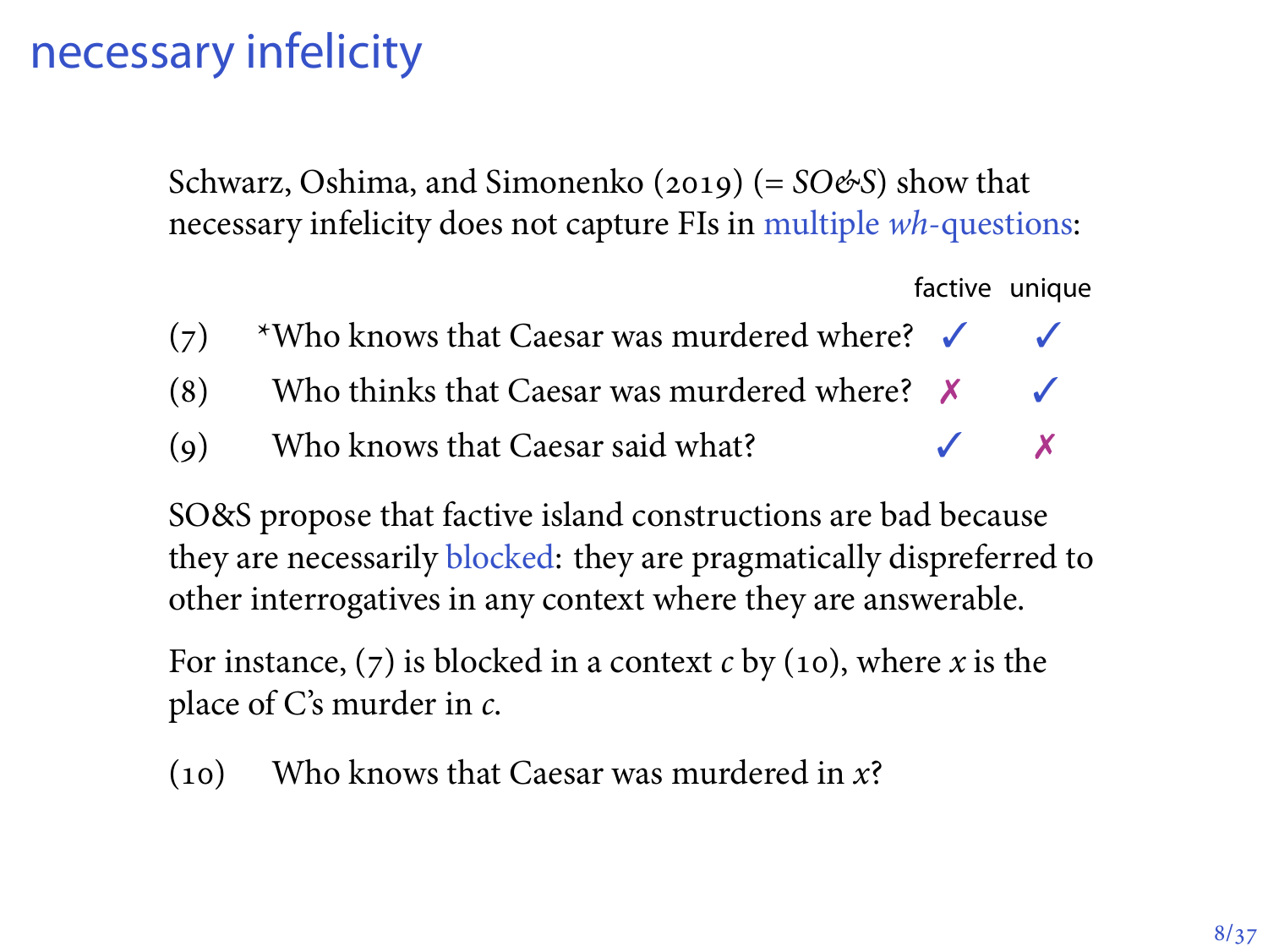# necessary infelicity

Schwarz, Oshima, and Simonenko (2019) (= *SO&S*) show that necessary infelicity does not capture FIs in multiple *wh*-questions:

| | | factive | unique |
|---|---|---|---|
| (7) | *Who knows that Caesar was murdered where? | ✓ | ✓ |
| (8) | Who thinks that Caesar was murdered where? | ✗ | ✓ |
| (9) | Who knows that Caesar said what? | ✓ | ✗ |

SO&S propose that factive island constructions are bad because they are necessarily blocked: they are pragmatically dispreferred to other interrogatives in any context where they are answerable.

For instance, (7) is blocked in a context $c$ by (10), where $x$ is the place of C's murder in $c$.

(10) Who knows that Caesar was murdered in $x$?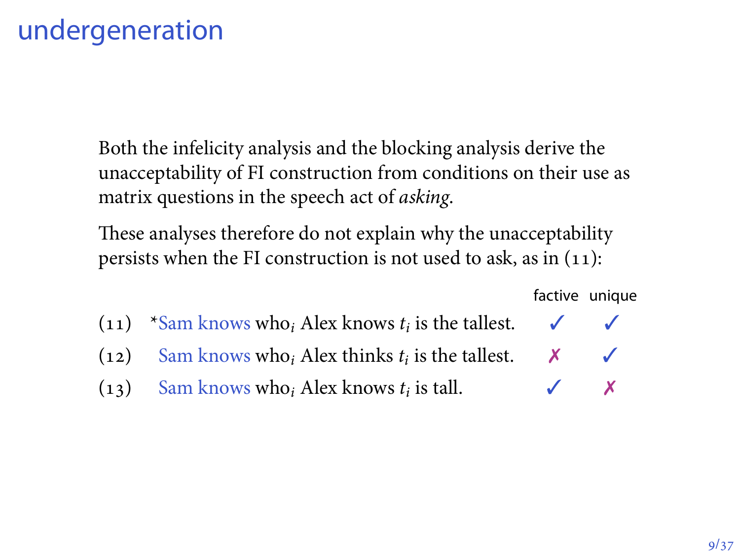# undergeneration

Both the infelicity analysis and the blocking analysis derive the unacceptability of FI construction from conditions on their use as matrix questions in the speech act of *asking*.

These analyses therefore do not explain why the unacceptability persists when the FI construction is not used to ask, as in (11):

| | | factive | unique |
|---|---|---|---|
| (11) | *Sam knows who$_i$ Alex knows $t_i$ is the tallest. | ✓ | ✓ |
| (12) | Sam knows who$_i$ Alex thinks $t_i$ is the tallest. | ✗ | ✓ |
| (13) | Sam knows who$_i$ Alex knows $t_i$ is tall. | ✓ | ✗ |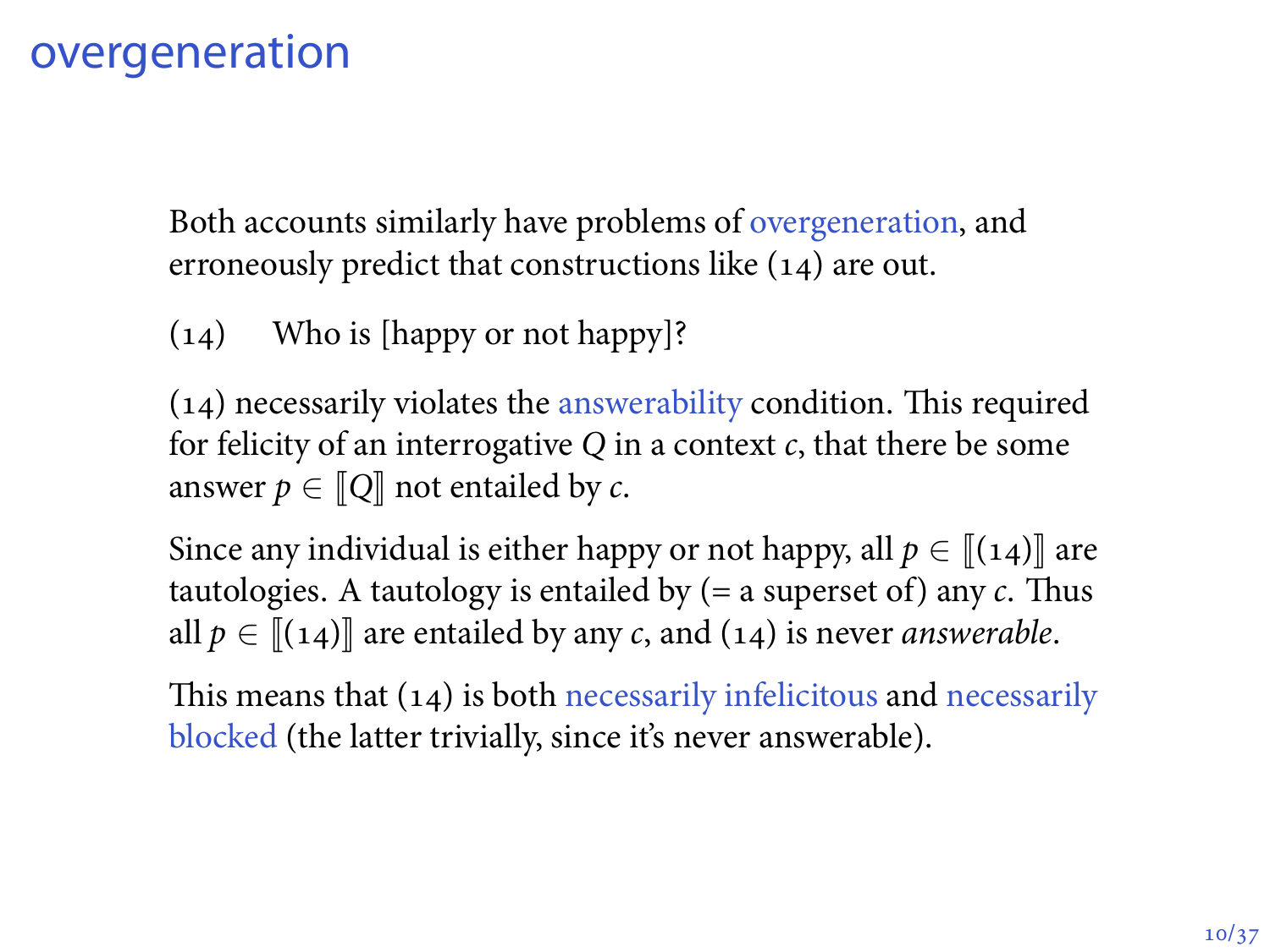# overgeneration

Both accounts similarly have problems of overgeneration, and erroneously predict that constructions like (14) are out.

(14) Who is [happy or not happy]?

(14) necessarily violates the answerability condition. This required for felicity of an interrogative $Q$ in a context $c$, that there be some answer $p \in [\![Q]\!]$ not entailed by $c$.

Since any individual is either happy or not happy, all $p \in [\![(14)]\!]$ are tautologies. A tautology is entailed by (= a superset of) any $c$. Thus all $p \in [\![(14)]\!]$ are entailed by any $c$, and (14) is never *answerable*.

This means that (14) is both necessarily infelicitous and necessarily blocked (the latter trivially, since it's never answerable).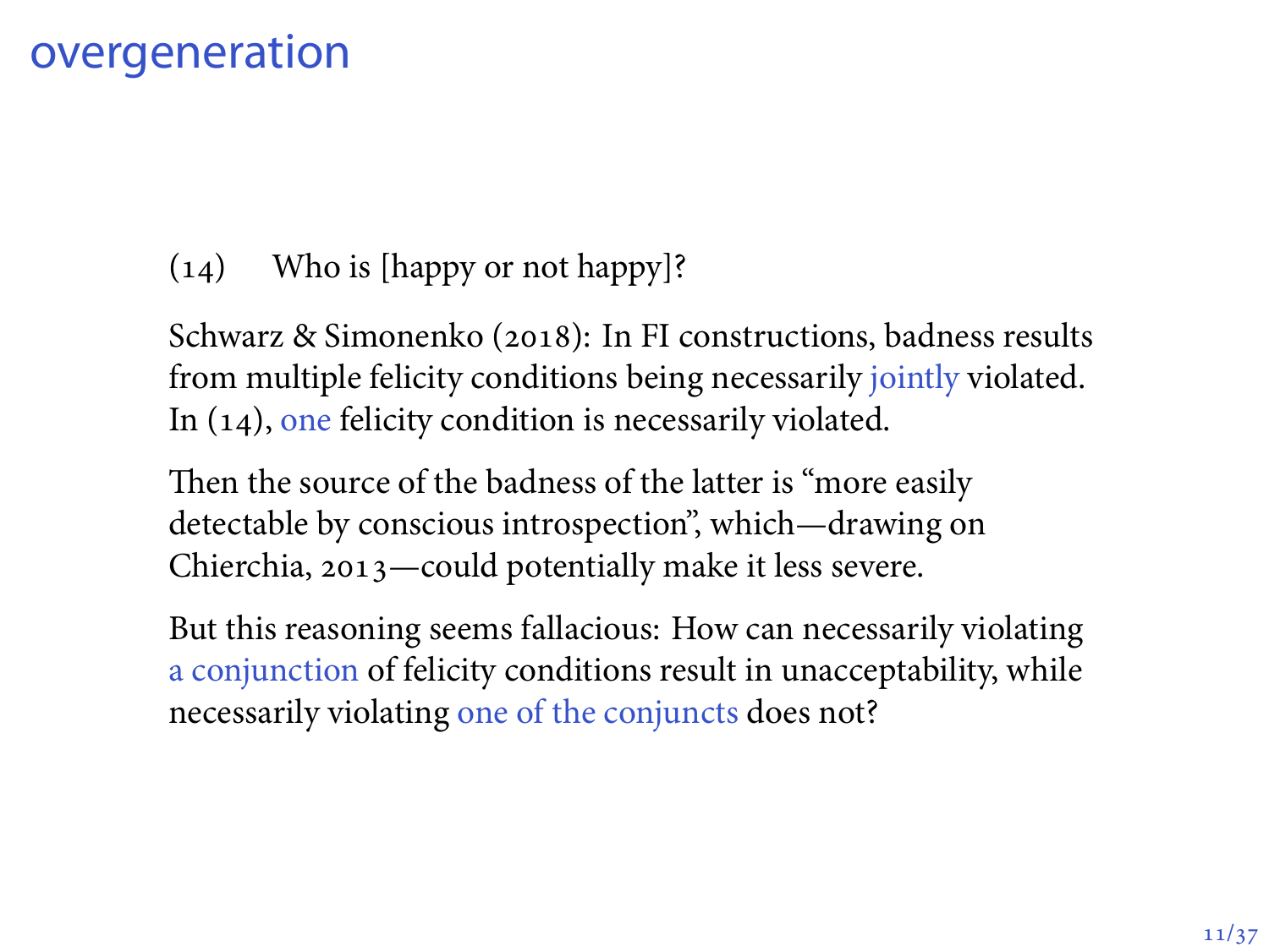# overgeneration

(14) Who is [happy or not happy]?

Schwarz & Simonenko (2018): In FI constructions, badness results from multiple felicity conditions being necessarily jointly violated. In (14), one felicity condition is necessarily violated.

Then the source of the badness of the latter is "more easily detectable by conscious introspection", which—drawing on Chierchia, 2013—could potentially make it less severe.

But this reasoning seems fallacious: How can necessarily violating a conjunction of felicity conditions result in unacceptability, while necessarily violating one of the conjuncts does not?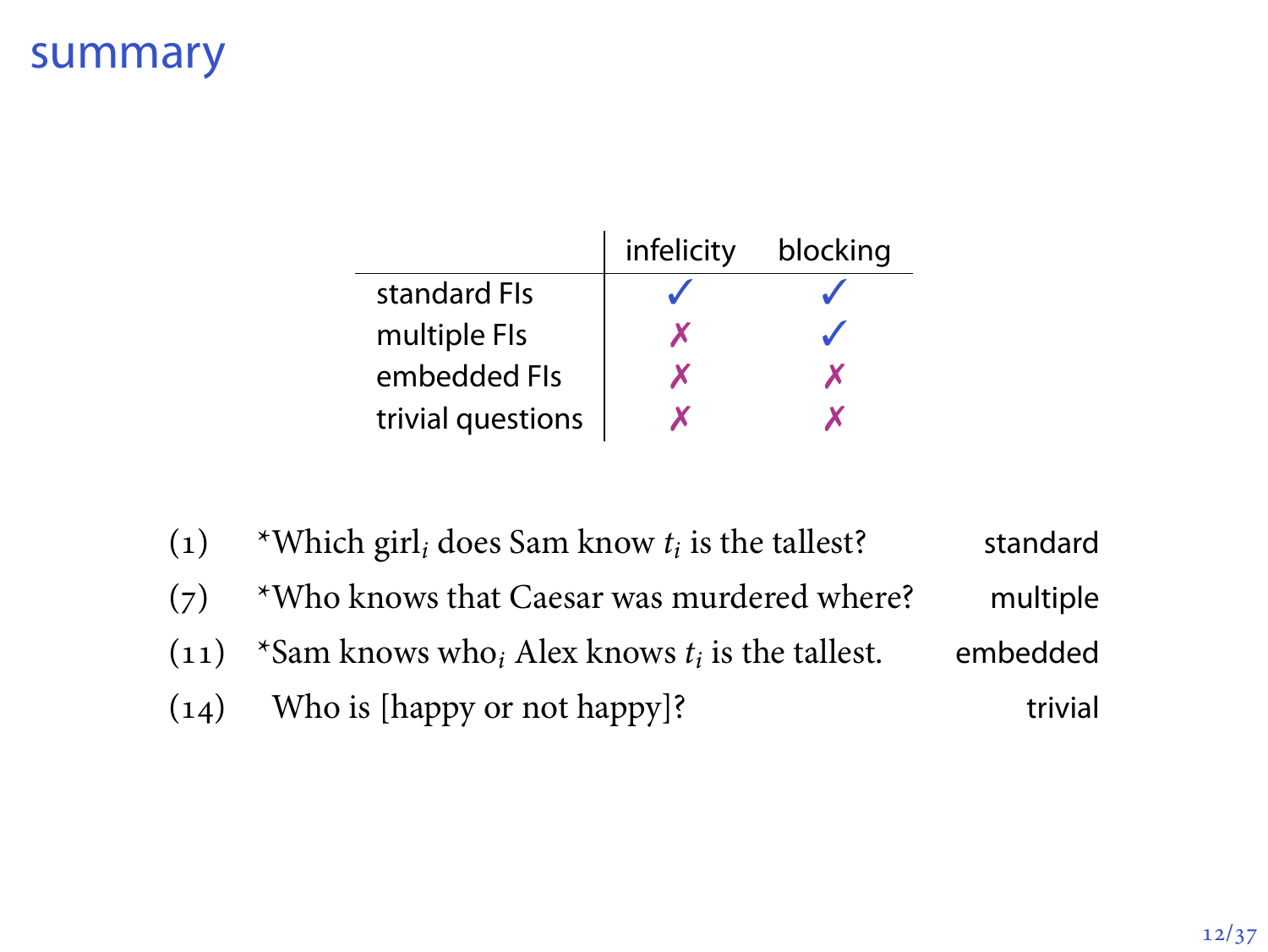## summary

| | infelicity | blocking |
|---|---|---|
| standard FIs | ✓ | ✓ |
| multiple FIs | ✗ | ✓ |
| embedded FIs | ✗ | ✗ |
| trivial questions | ✗ | ✗ |

(1) *Which girl$_i$ does Sam know $t_i$ is the tallest? — standard

(7) *Who knows that Caesar was murdered where? — multiple

(11) *Sam knows who$_i$ Alex knows $t_i$ is the tallest. — embedded

(14) Who is [happy or not happy]? — trivial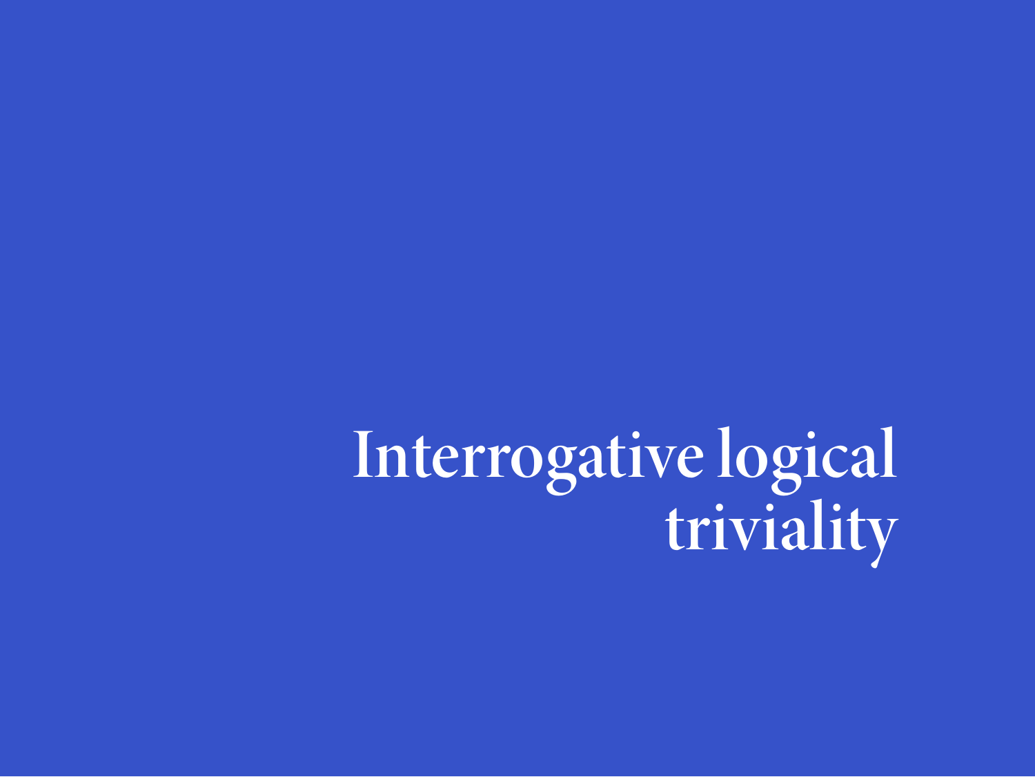# Interrogative logical triviality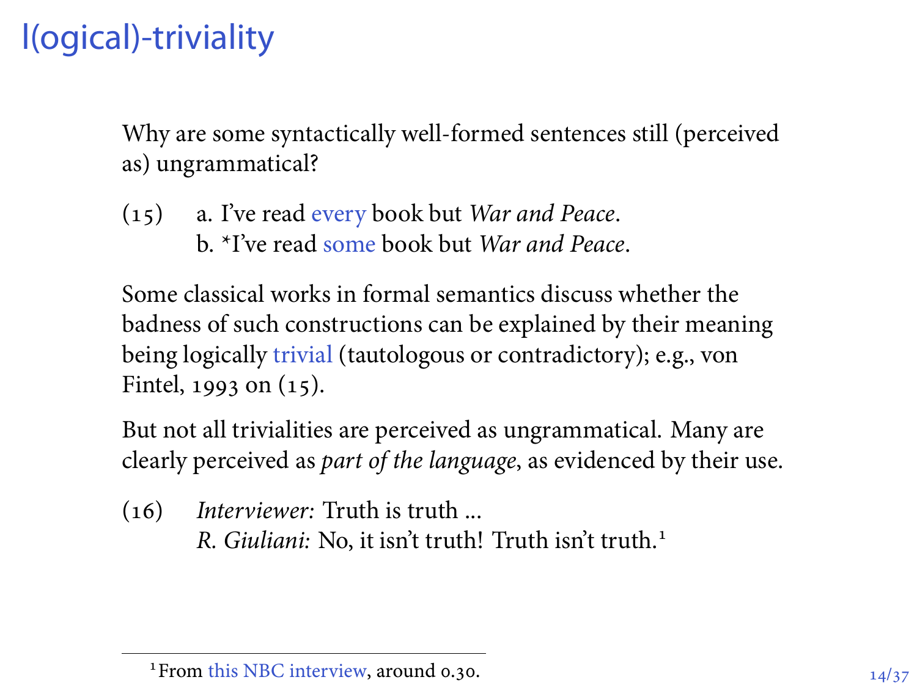# l(ogical)-triviality

Why are some syntactically well-formed sentences still (perceived as) ungrammatical?

(15) a. I've read every book but *War and Peace*.
 b. *I've read some book but *War and Peace*.

Some classical works in formal semantics discuss whether the badness of such constructions can be explained by their meaning being logically trivial (tautologous or contradictory); e.g., von Fintel, 1993 on (15).

But not all trivialities are perceived as ungrammatical. Many are clearly perceived as *part of the language*, as evidenced by their use.

(16) *Interviewer:* Truth is truth ...
 *R. Giuliani:* No, it isn't truth! Truth isn't truth.[1]

[1] From this NBC interview, around 0.30.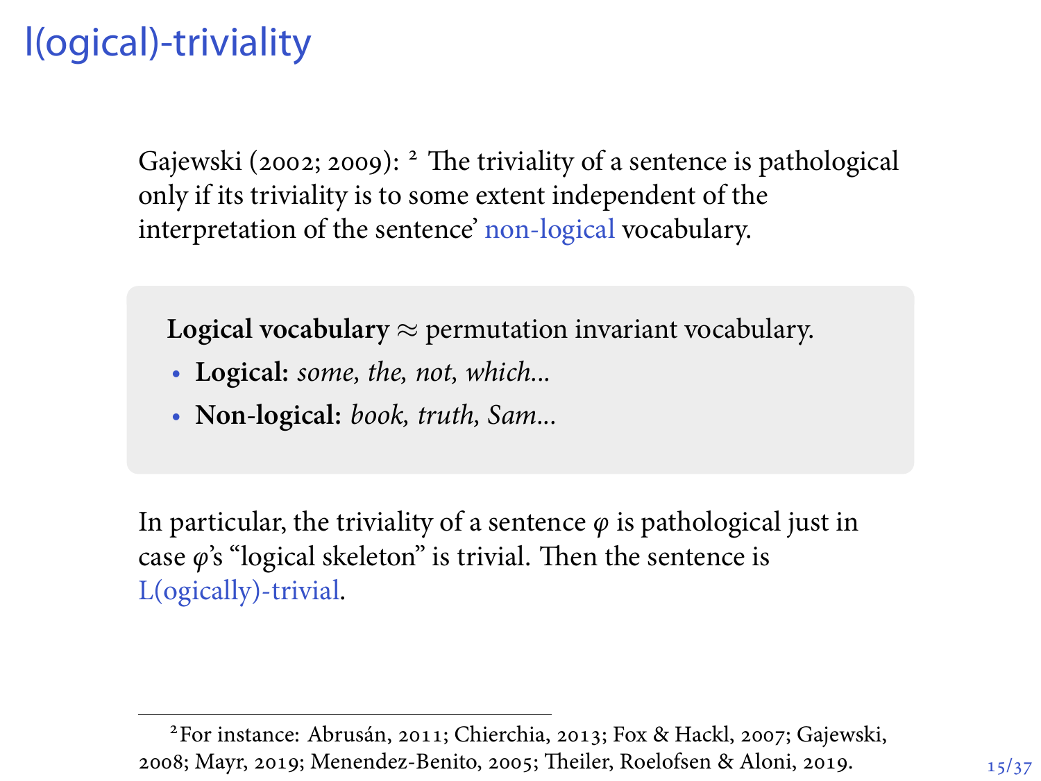# l(ogical)-triviality

Gajewski (2002; 2009): [2] The triviality of a sentence is pathological only if its triviality is to some extent independent of the interpretation of the sentence' non-logical vocabulary.

**Logical vocabulary** $\approx$ permutation invariant vocabulary.

- **Logical:** *some, the, not, which...*
- **Non-logical:** *book, truth, Sam...*

In particular, the triviality of a sentence $\varphi$ is pathological just in case $\varphi$'s "logical skeleton" is trivial. Then the sentence is L(ogically)-trivial.

[2] For instance: Abrusán, 2011; Chierchia, 2013; Fox & Hackl, 2007; Gajewski, 2008; Mayr, 2019; Menendez-Benito, 2005; Theiler, Roelofsen & Aloni, 2019.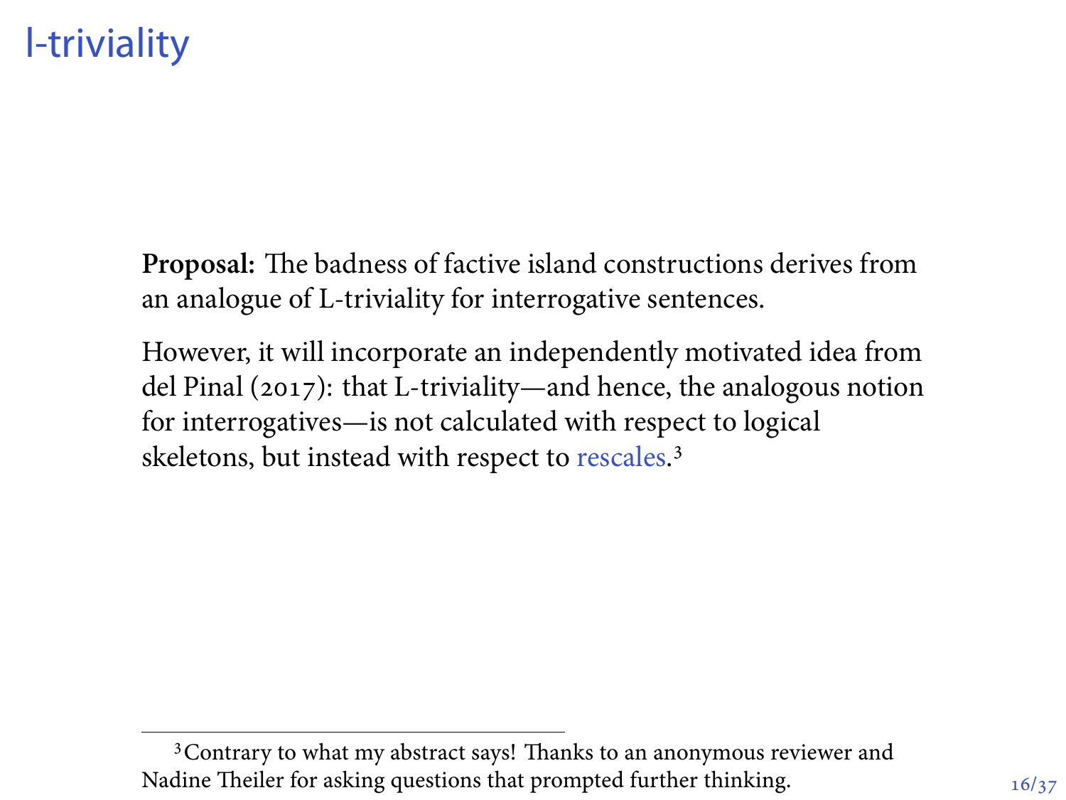# l-triviality

**Proposal:** The badness of factive island constructions derives from an analogue of L-triviality for interrogative sentences.

However, it will incorporate an independently motivated idea from del Pinal (2017): that L-triviality—and hence, the analogous notion for interrogatives—is not calculated with respect to logical skeletons, but instead with respect to rescales.[3]

[3] Contrary to what my abstract says! Thanks to an anonymous reviewer and Nadine Theiler for asking questions that prompted further thinking.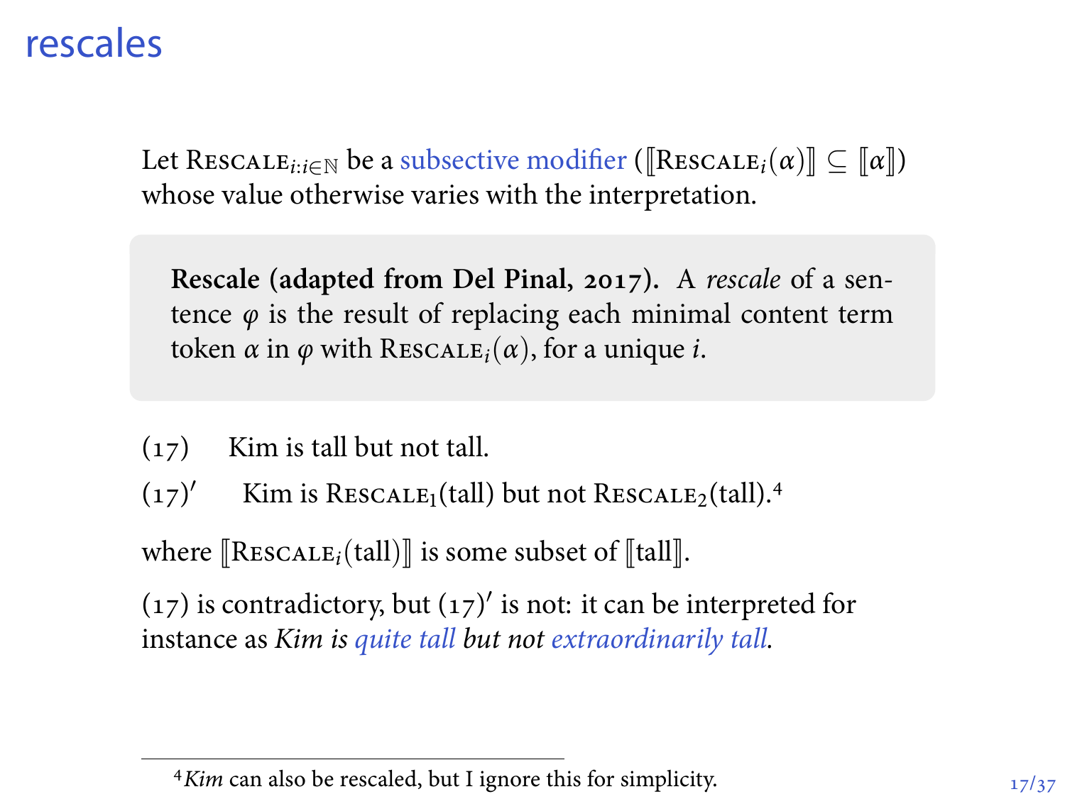# rescales

Let $\textsc{Rescale}_{i:i\in\mathbb{N}}$ be a subsective modifier ($[\![\textsc{Rescale}_i(\alpha)]\!] \subseteq [\![\alpha]\!]$) whose value otherwise varies with the interpretation.

> **Rescale (adapted from Del Pinal, 2017).** A *rescale* of a sentence $\varphi$ is the result of replacing each minimal content term token $\alpha$ in $\varphi$ with $\textsc{Rescale}_i(\alpha)$, for a unique $i$.

(17) Kim is tall but not tall.

(17)′ Kim is $\textsc{Rescale}_1$(tall) but not $\textsc{Rescale}_2$(tall).[4]

where $[\![\textsc{Rescale}_i(\text{tall})]\!]$ is some subset of $[\![\text{tall}]\!]$.

(17) is contradictory, but (17)′ is not: it can be interpreted for instance as *Kim is quite tall but not extraordinarily tall.*

[4] *Kim* can also be rescaled, but I ignore this for simplicity.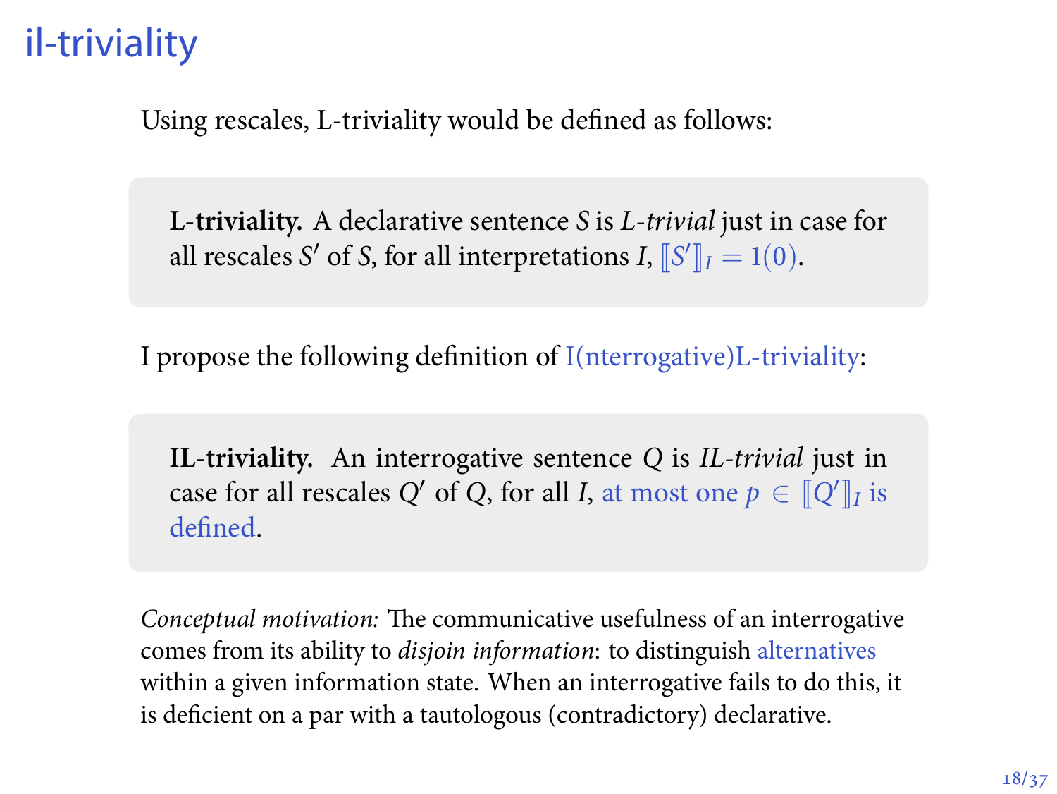# il-triviality

Using rescales, L-triviality would be defined as follows:

> **L-triviality.** A declarative sentence $S$ is *L-trivial* just in case for all rescales $S'$ of $S$, for all interpretations $I$, $[\![S']\!]_I = 1(0)$.

I propose the following definition of I(nterrogative)L-triviality:

> **IL-triviality.** An interrogative sentence $Q$ is *IL-trivial* just in case for all rescales $Q'$ of $Q$, for all $I$, at most one $p \in [\![Q']\!]_I$ is defined.

*Conceptual motivation:* The communicative usefulness of an interrogative comes from its ability to *disjoin information*: to distinguish alternatives within a given information state. When an interrogative fails to do this, it is deficient on a par with a tautologous (contradictory) declarative.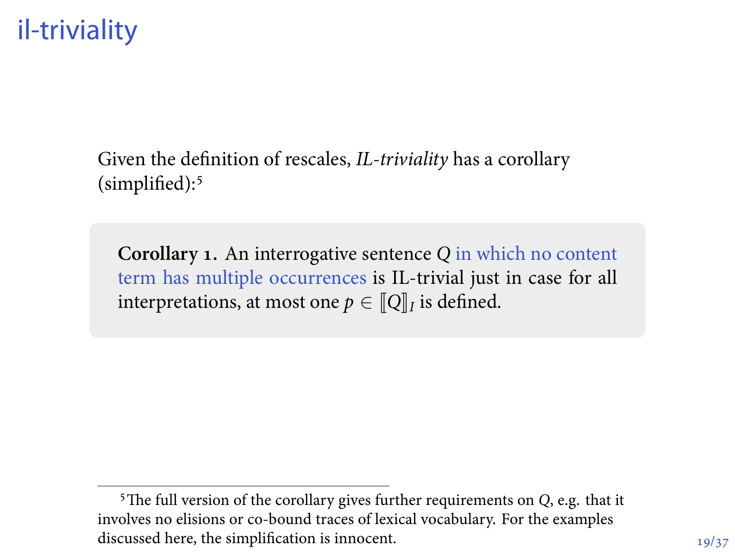# il-triviality

Given the definition of rescales, *IL-triviality* has a corollary (simplified):[5]

**Corollary 1.** An interrogative sentence $Q$ in which no content term has multiple occurrences is IL-trivial just in case for all interpretations, at most one $p \in [\![Q]\!]_I$ is defined.

[5] The full version of the corollary gives further requirements on $Q$, e.g. that it involves no elisions or co-bound traces of lexical vocabulary. For the examples discussed here, the simplification is innocent.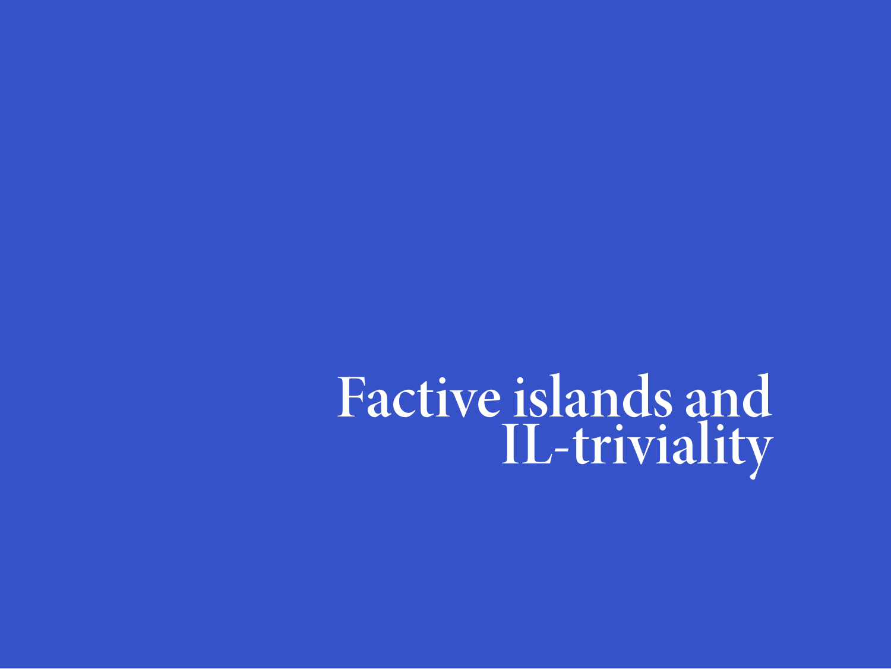# Factive islands and IL-triviality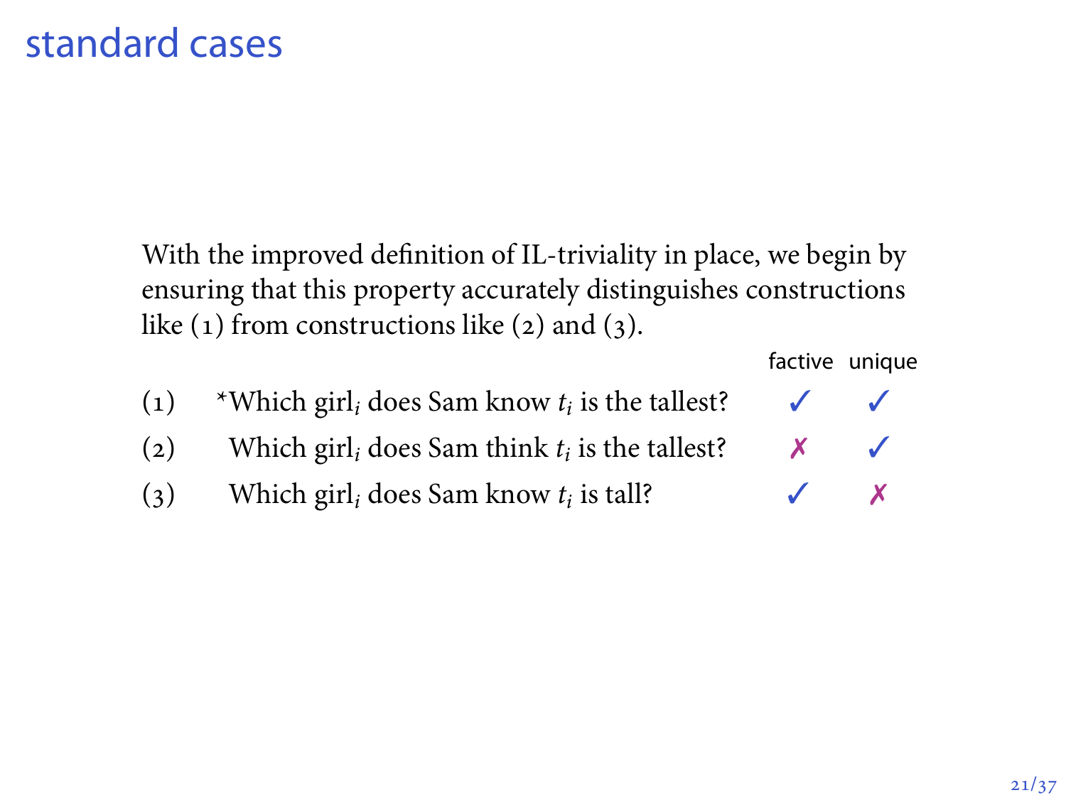# standard cases

With the improved definition of IL-triviality in place, we begin by ensuring that this property accurately distinguishes constructions like (1) from constructions like (2) and (3).

| | | factive | unique |
|---|---|---|---|
| (1) | *Which girl$_i$ does Sam know $t_i$ is the tallest? | ✓ | ✓ |
| (2) | Which girl$_i$ does Sam think $t_i$ is the tallest? | ✗ | ✓ |
| (3) | Which girl$_i$ does Sam know $t_i$ is tall? | ✓ | ✗ |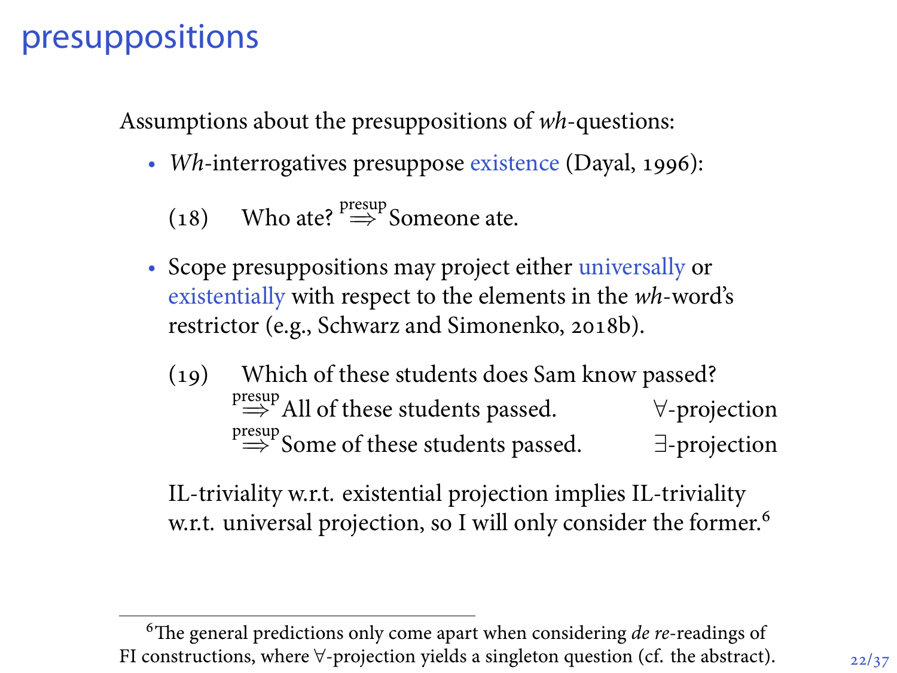# presuppositions

Assumptions about the presuppositions of *wh*-questions:

- *Wh*-interrogatives presuppose existence (Dayal, 1996):

  (18) Who ate? $\overset{\text{presup}}{\Rightarrow}$ Someone ate.

- Scope presuppositions may project either universally or existentially with respect to the elements in the *wh*-word's restrictor (e.g., Schwarz and Simonenko, 2018b).

  (19) Which of these students does Sam know passed?
  $\overset{\text{presup}}{\Rightarrow}$ All of these students passed. $\forall$-projection
  $\overset{\text{presup}}{\Rightarrow}$ Some of these students passed. $\exists$-projection

  IL-triviality w.r.t. existential projection implies IL-triviality w.r.t. universal projection, so I will only consider the former.[6]

[6] The general predictions only come apart when considering *de re*-readings of FI constructions, where $\forall$-projection yields a singleton question (cf. the abstract).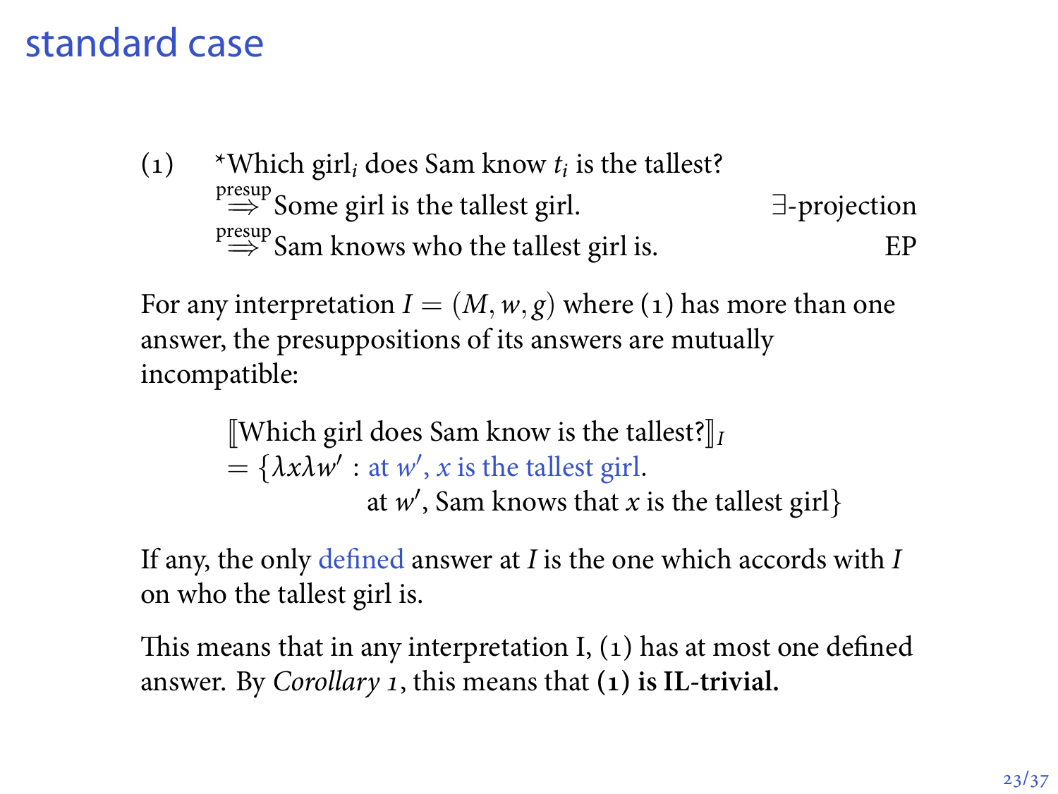# standard case

(1) *Which girl$_i$ does Sam know $t_i$ is the tallest?
$\overset{\text{presup}}{\Rightarrow}$ Some girl is the tallest girl. ∃-projection
$\overset{\text{presup}}{\Rightarrow}$ Sam knows who the tallest girl is. EP

For any interpretation $I = (M, w, g)$ where (1) has more than one answer, the presuppositions of its answers are mutually incompatible:

$$\llbracket \text{Which girl does Sam know is the tallest?} \rrbracket_I$$
$$= \{\lambda x \lambda w' : \text{at } w', x \text{ is the tallest girl.}$$
$$\text{at } w', \text{Sam knows that } x \text{ is the tallest girl}\}$$

If any, the only defined answer at $I$ is the one which accords with $I$ on who the tallest girl is.

This means that in any interpretation I, (1) has at most one defined answer. By *Corollary 1*, this means that **(1) is IL-trivial.**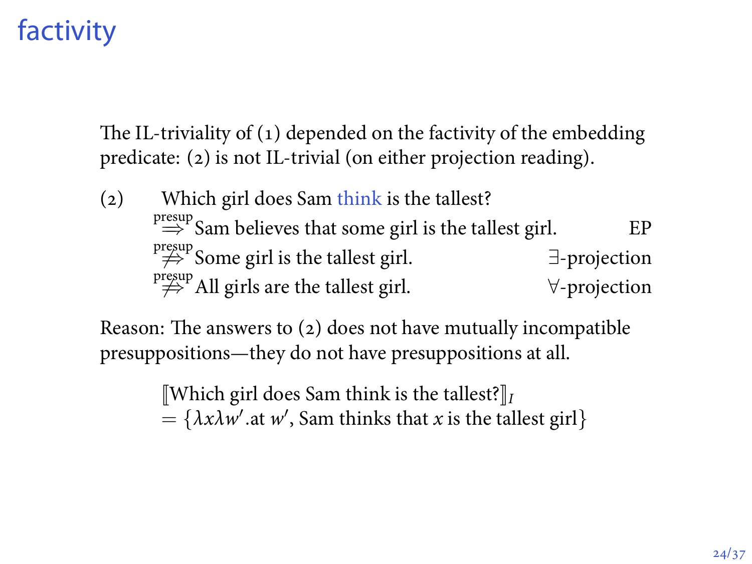# factivity

The IL-triviality of (1) depended on the factivity of the embedding predicate: (2) is not IL-trivial (on either projection reading).

(2) Which girl does Sam think is the tallest?

$\overset{\text{presup}}{\Rightarrow}$ Sam believes that some girl is the tallest girl. — EP

$\overset{\text{presup}}{\not\Rightarrow}$ Some girl is the tallest girl. — $\exists$-projection

$\overset{\text{presup}}{\not\Rightarrow}$ All girls are the tallest girl. — $\forall$-projection

Reason: The answers to (2) does not have mutually incompatible presuppositions—they do not have presuppositions at all.

$$[\![\text{Which girl does Sam think is the tallest?}]\!]_I$$
$$= \{\lambda x \lambda w'.\text{at } w', \text{Sam thinks that } x \text{ is the tallest girl}\}$$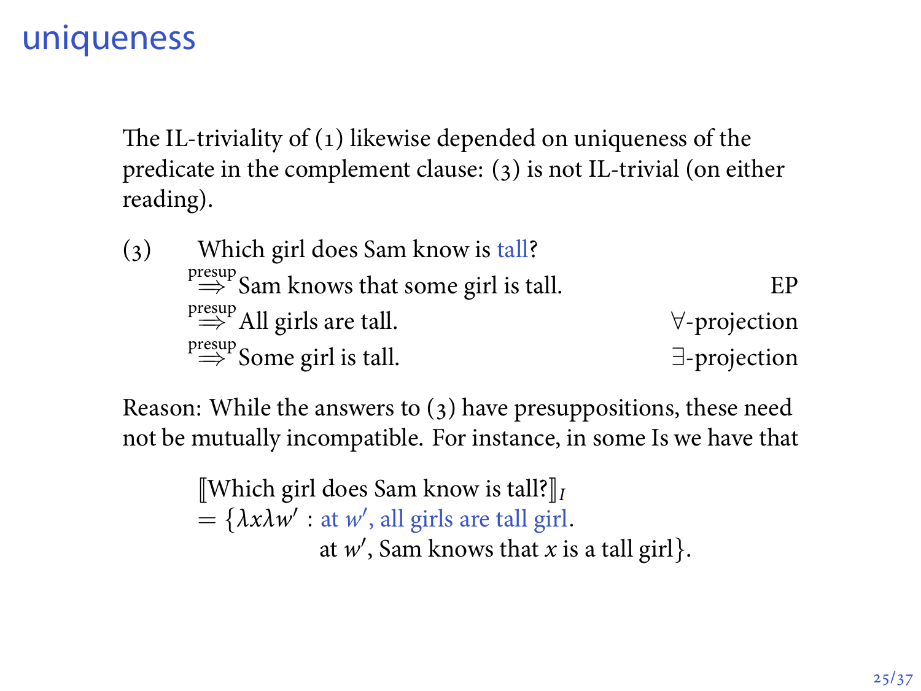# uniqueness

The IL-triviality of (1) likewise depended on uniqueness of the predicate in the complement clause: (3) is not IL-trivial (on either reading).

(3) Which girl does Sam know is tall?
$\overset{\text{presup}}{\Rightarrow}$ Sam knows that some girl is tall. — EP
$\overset{\text{presup}}{\Rightarrow}$ All girls are tall. — $\forall$-projection
$\overset{\text{presup}}{\Rightarrow}$ Some girl is tall. — $\exists$-projection

Reason: While the answers to (3) have presuppositions, these need not be mutually incompatible. For instance, in some Is we have that

$$
\begin{aligned}
&[\![\text{Which girl does Sam know is tall?}]\!]_I \\
&= \{\lambda x \lambda w' : \text{at } w', \text{all girls are tall girl}. \\
&\qquad\qquad \text{at } w', \text{Sam knows that } x \text{ is a tall girl}\}.
\end{aligned}
$$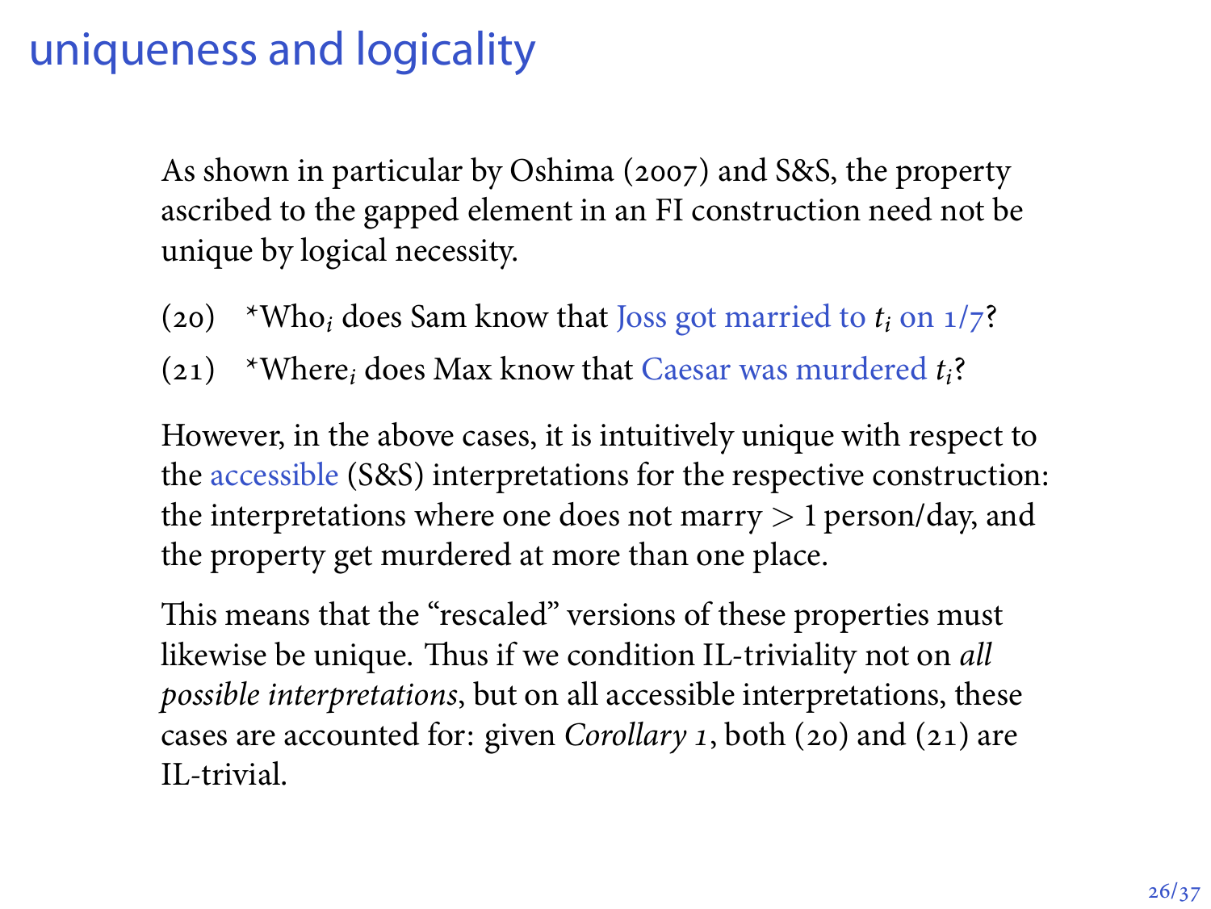# uniqueness and logicality

As shown in particular by Oshima (2007) and S&S, the property ascribed to the gapped element in an FI construction need not be unique by logical necessity.

(20) *Who$_i$ does Sam know that Joss got married to $t_i$ on 1/7?

(21) *Where$_i$ does Max know that Caesar was murdered $t_i$?

However, in the above cases, it is intuitively unique with respect to the accessible (S&S) interpretations for the respective construction: the interpretations where one does not marry $>1$ person/day, and the property get murdered at more than one place.

This means that the "rescaled" versions of these properties must likewise be unique. Thus if we condition IL-triviality not on *all possible interpretations*, but on all accessible interpretations, these cases are accounted for: given *Corollary 1*, both (20) and (21) are IL-trivial.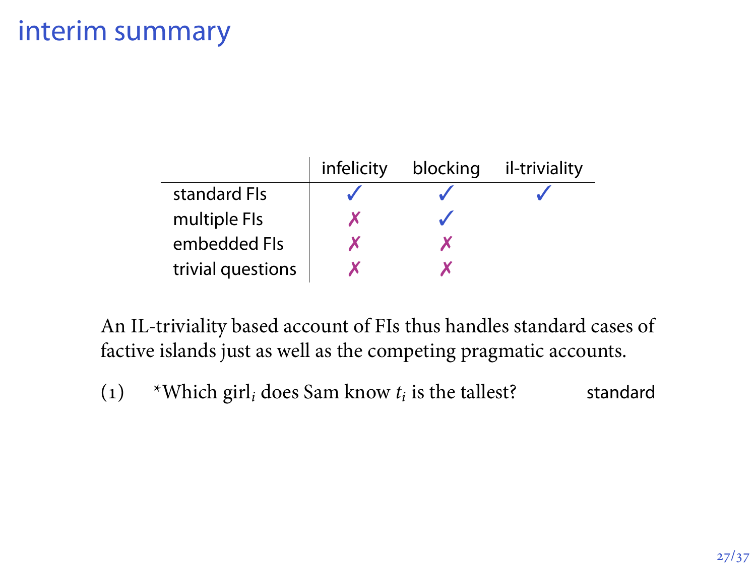# interim summary

| | infelicity | blocking | il-triviality |
|---|---|---|---|
| standard FIs | ✓ | ✓ | ✓ |
| multiple FIs | ✗ | ✓ | |
| embedded FIs | ✗ | ✗ | |
| trivial questions | ✗ | ✗ | |

An IL-triviality based account of FIs thus handles standard cases of factive islands just as well as the competing pragmatic accounts.

(1) *Which girl$_i$ does Sam know $t_i$ is the tallest? standard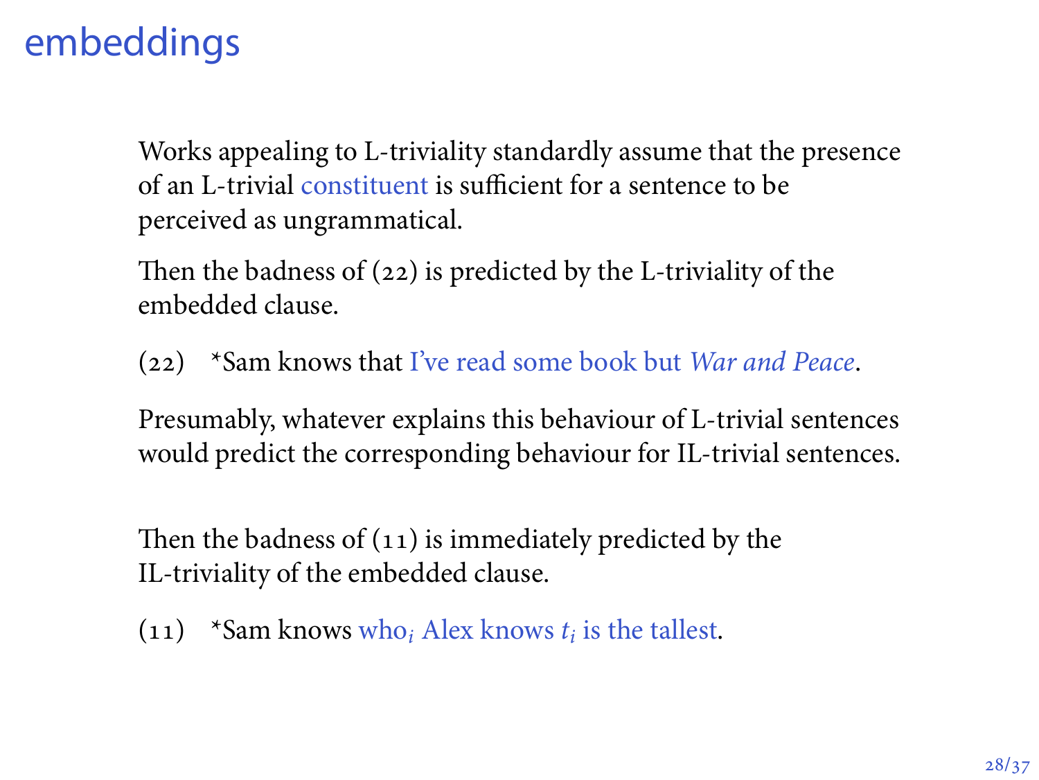# embeddings

Works appealing to L-triviality standardly assume that the presence of an L-trivial constituent is sufficient for a sentence to be perceived as ungrammatical.

Then the badness of (22) is predicted by the L-triviality of the embedded clause.

(22) *Sam knows that I've read some book but *War and Peace*.

Presumably, whatever explains this behaviour of L-trivial sentences would predict the corresponding behaviour for IL-trivial sentences.

Then the badness of (11) is immediately predicted by the IL-triviality of the embedded clause.

(11) *Sam knows who$_i$ Alex knows $t_i$ is the tallest.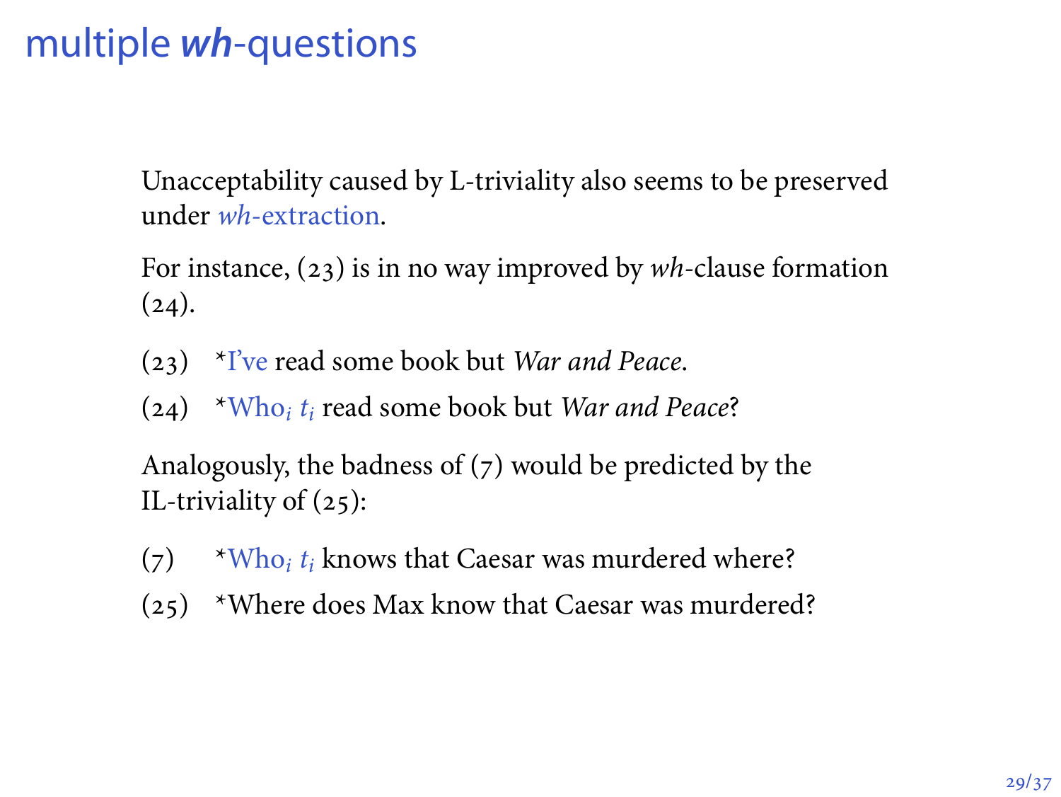# multiple *wh*-questions

Unacceptability caused by L-triviality also seems to be preserved under *wh*-extraction.

For instance, (23) is in no way improved by *wh*-clause formation (24).

(23) *I've read some book but *War and Peace*.

(24) *Who$_i$ $t_i$ read some book but *War and Peace*?

Analogously, the badness of (7) would be predicted by the IL-triviality of (25):

(7) *Who$_i$ $t_i$ knows that Caesar was murdered where?

(25) *Where does Max know that Caesar was murdered?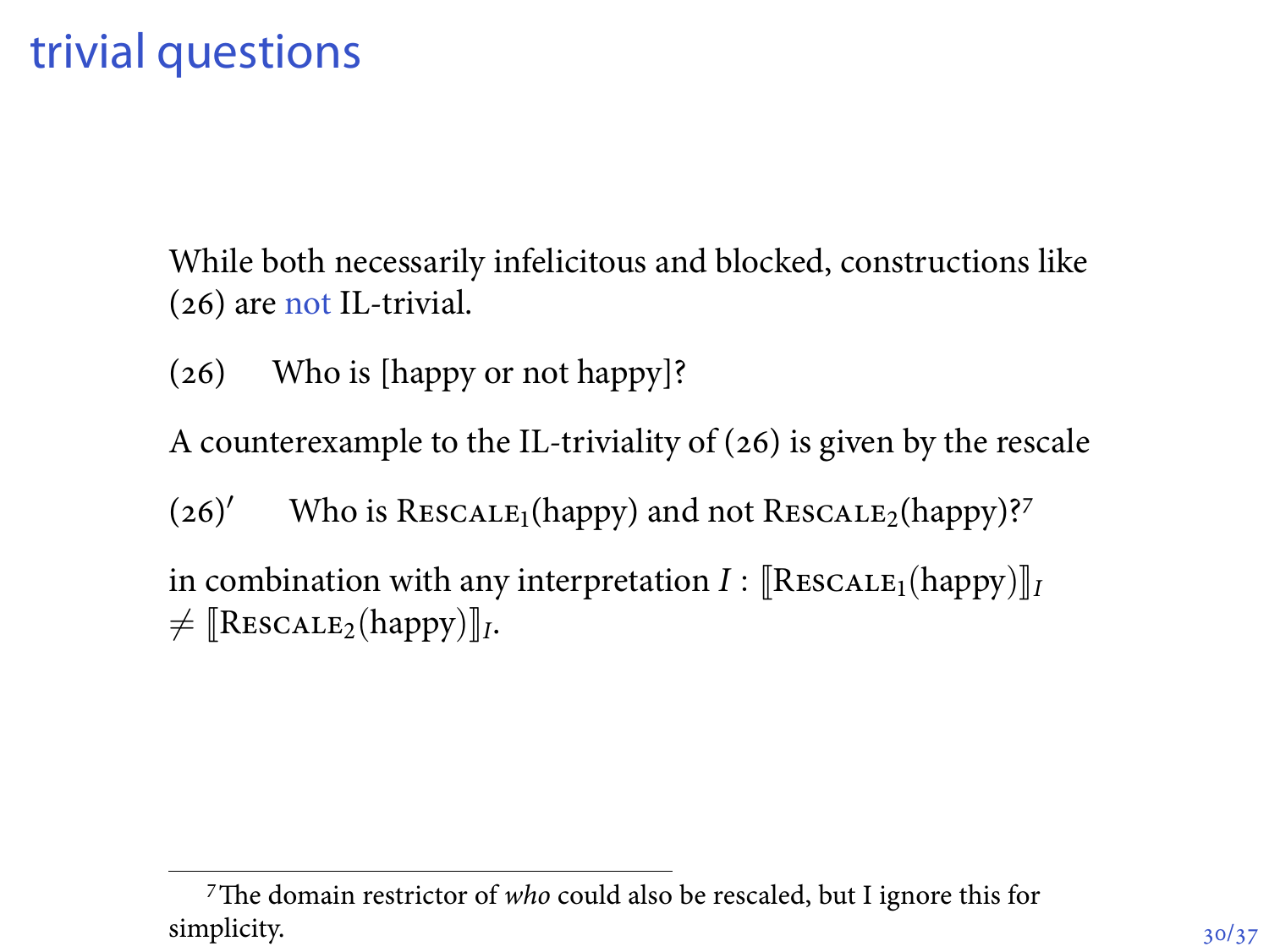# trivial questions

While both necessarily infelicitous and blocked, constructions like (26) are not IL-trivial.

(26) Who is [happy or not happy]?

A counterexample to the IL-triviality of (26) is given by the rescale

(26)′ Who is RESCALE$_1$(happy) and not RESCALE$_2$(happy)?[7]

in combination with any interpretation $I$ : $[\![\text{RESCALE}_1(\text{happy})]\!]_I \neq [\![\text{RESCALE}_2(\text{happy})]\!]_I$.

[7] The domain restrictor of *who* could also be rescaled, but I ignore this for simplicity.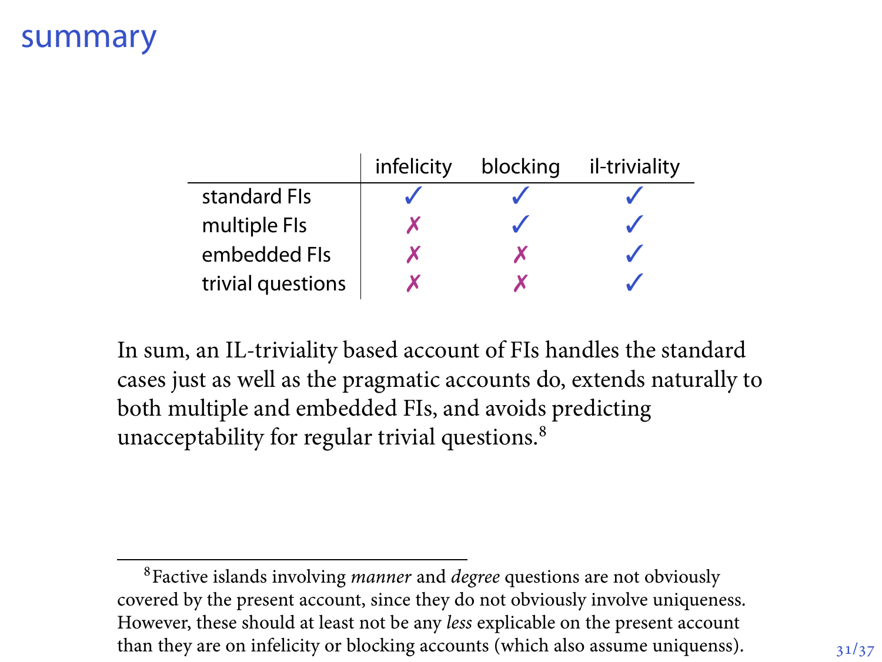# summary

| | infelicity | blocking | il-triviality |
|---|---|---|---|
| standard FIs | ✓ | ✓ | ✓ |
| multiple FIs | ✗ | ✓ | ✓ |
| embedded FIs | ✗ | ✗ | ✓ |
| trivial questions | ✗ | ✗ | ✓ |

In sum, an IL-triviality based account of FIs handles the standard cases just as well as the pragmatic accounts do, extends naturally to both multiple and embedded FIs, and avoids predicting unacceptability for regular trivial questions.[8]

---

[8] Factive islands involving *manner* and *degree* questions are not obviously covered by the present account, since they do not obviously involve uniqueness. However, these should at least not be any *less* explicable on the present account than they are on infelicity or blocking accounts (which also assume uniquenss).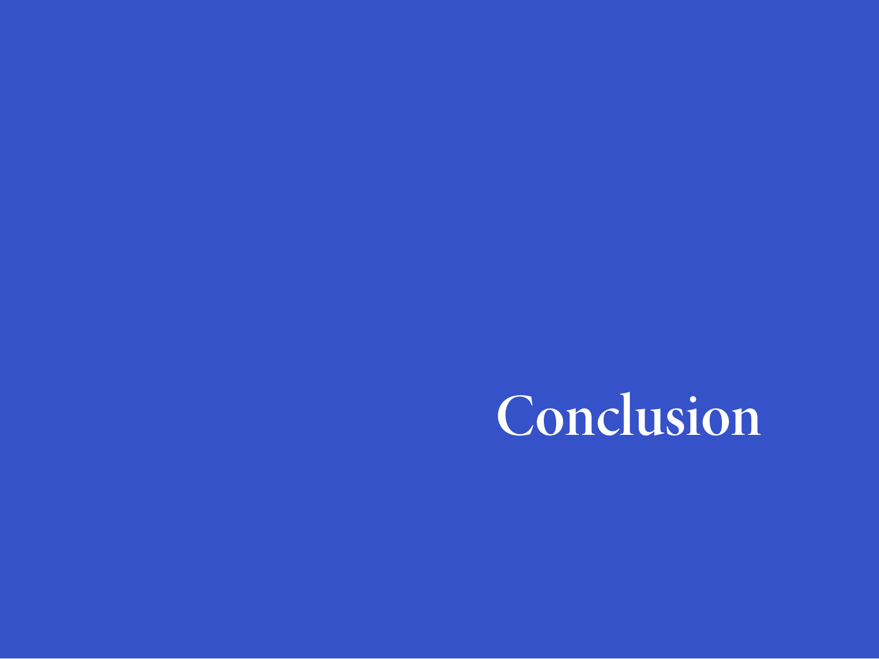# Conclusion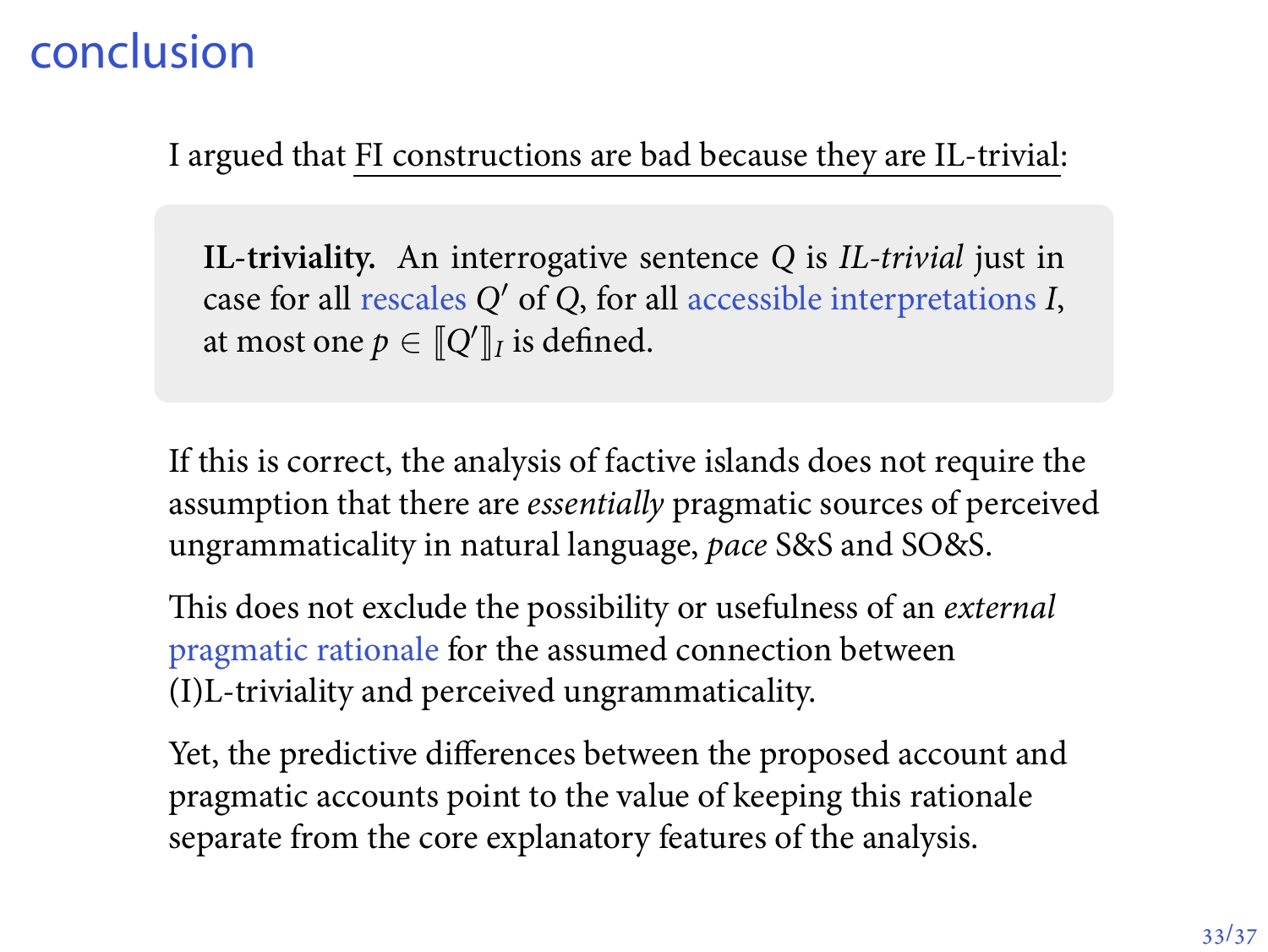# conclusion

I argued that FI constructions are bad because they are IL-trivial:

> **IL-triviality.** An interrogative sentence $Q$ is *IL-trivial* just in case for all rescales $Q'$ of $Q$, for all accessible interpretations $I$, at most one $p \in [\![Q']\!]_I$ is defined.

If this is correct, the analysis of factive islands does not require the assumption that there are *essentially* pragmatic sources of perceived ungrammaticality in natural language, *pace* S&S and SO&S.

This does not exclude the possibility or usefulness of an *external* pragmatic rationale for the assumed connection between (I)L-triviality and perceived ungrammaticality.

Yet, the predictive differences between the proposed account and pragmatic accounts point to the value of keeping this rationale separate from the core explanatory features of the analysis.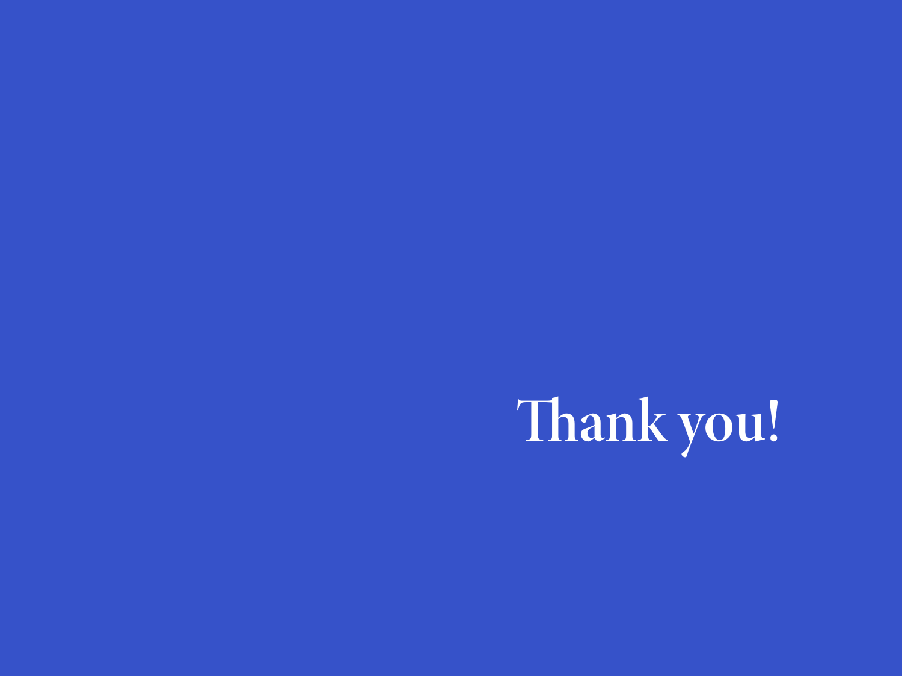# Thank you!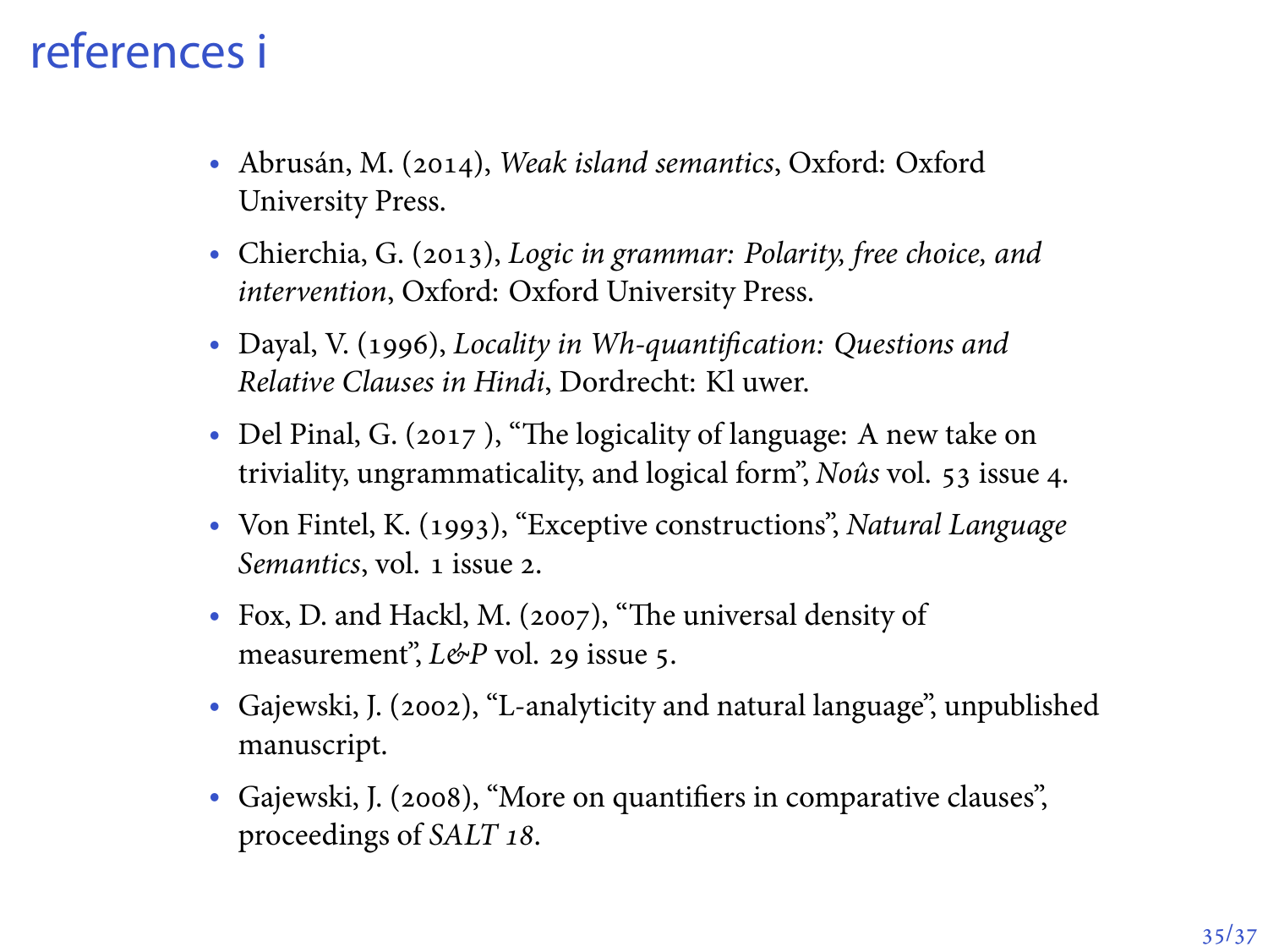# references i

- Abrusán, M. (2014), *Weak island semantics*, Oxford: Oxford University Press.
- Chierchia, G. (2013), *Logic in grammar: Polarity, free choice, and intervention*, Oxford: Oxford University Press.
- Dayal, V. (1996), *Locality in Wh-quantification: Questions and Relative Clauses in Hindi*, Dordrecht: Kl uwer.
- Del Pinal, G. (2017 ), "The logicality of language: A new take on triviality, ungrammaticality, and logical form", *Noûs* vol. 53 issue 4.
- Von Fintel, K. (1993), "Exceptive constructions", *Natural Language Semantics*, vol. 1 issue 2.
- Fox, D. and Hackl, M. (2007), "The universal density of measurement", *L&P* vol. 29 issue 5.
- Gajewski, J. (2002), "L-analyticity and natural language", unpublished manuscript.
- Gajewski, J. (2008), "More on quantifiers in comparative clauses", proceedings of *SALT 18*.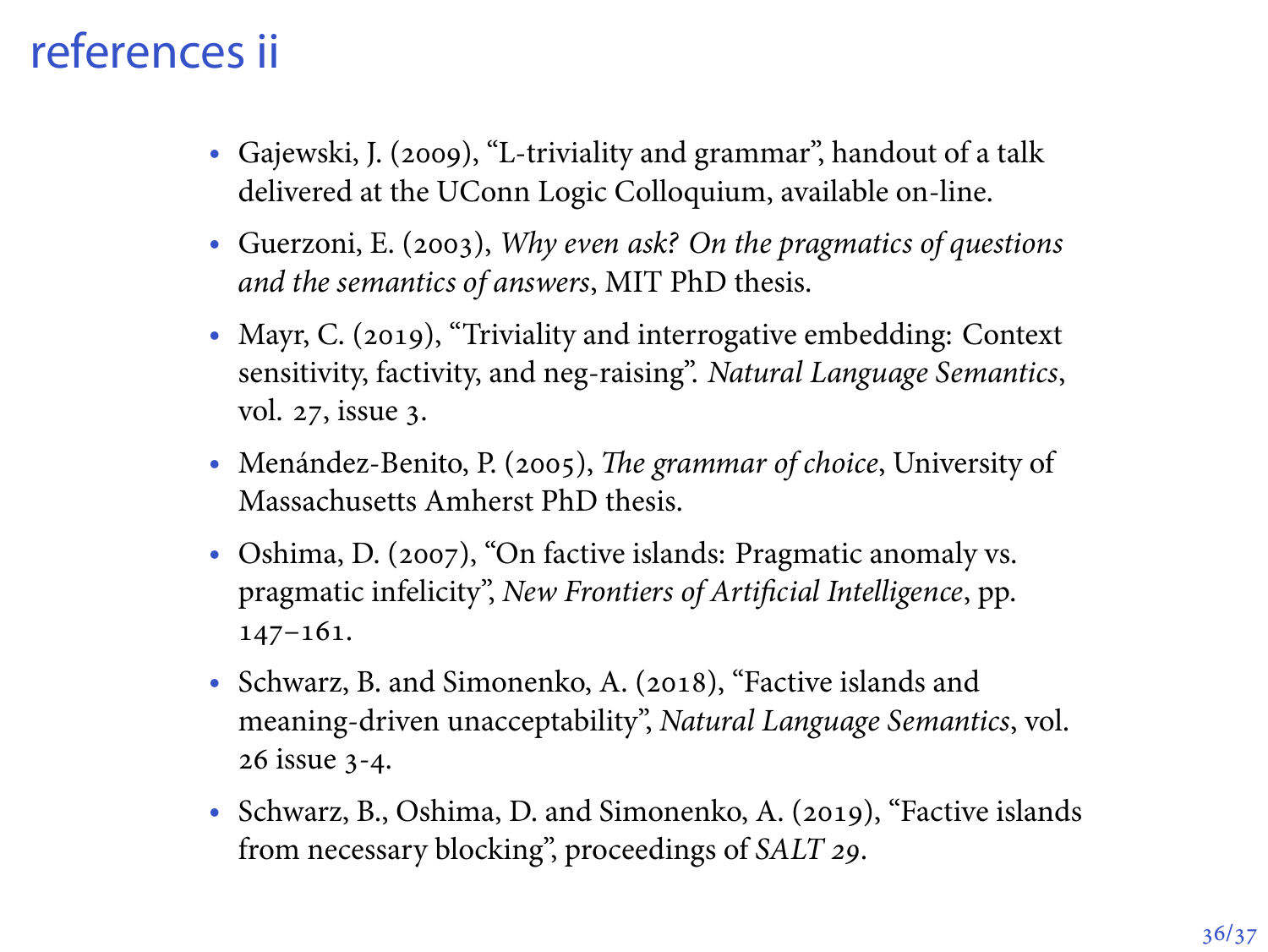# references ii

- Gajewski, J. (2009), "L-triviality and grammar", handout of a talk delivered at the UConn Logic Colloquium, available on-line.
- Guerzoni, E. (2003), *Why even ask? On the pragmatics of questions and the semantics of answers*, MIT PhD thesis.
- Mayr, C. (2019), "Triviality and interrogative embedding: Context sensitivity, factivity, and neg-raising". *Natural Language Semantics*, vol. 27, issue 3.
- Menández-Benito, P. (2005), *The grammar of choice*, University of Massachusetts Amherst PhD thesis.
- Oshima, D. (2007), "On factive islands: Pragmatic anomaly vs. pragmatic infelicity", *New Frontiers of Artificial Intelligence*, pp. 147–161.
- Schwarz, B. and Simonenko, A. (2018), "Factive islands and meaning-driven unacceptability", *Natural Language Semantics*, vol. 26 issue 3-4.
- Schwarz, B., Oshima, D. and Simonenko, A. (2019), "Factive islands from necessary blocking", proceedings of *SALT 29*.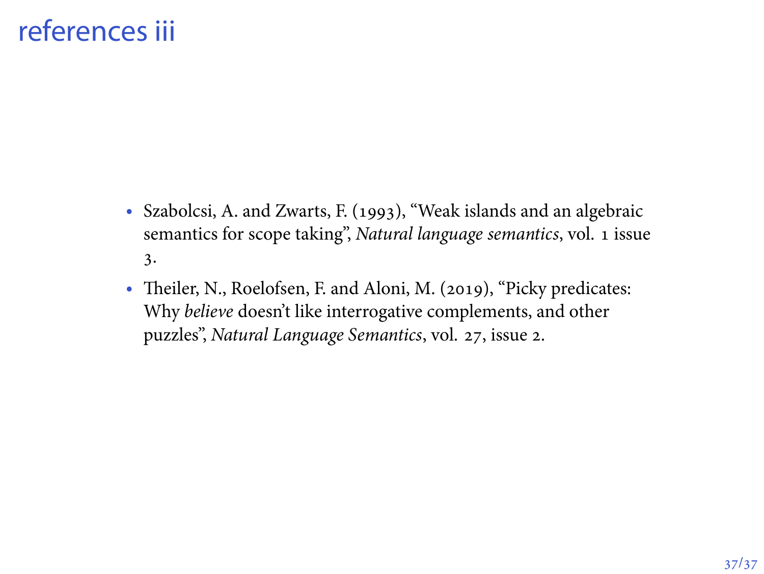# references iii

- Szabolcsi, A. and Zwarts, F. (1993), "Weak islands and an algebraic semantics for scope taking", *Natural language semantics*, vol. 1 issue 3.
- Theiler, N., Roelofsen, F. and Aloni, M. (2019), "Picky predicates: Why *believe* doesn't like interrogative complements, and other puzzles", *Natural Language Semantics*, vol. 27, issue 2.